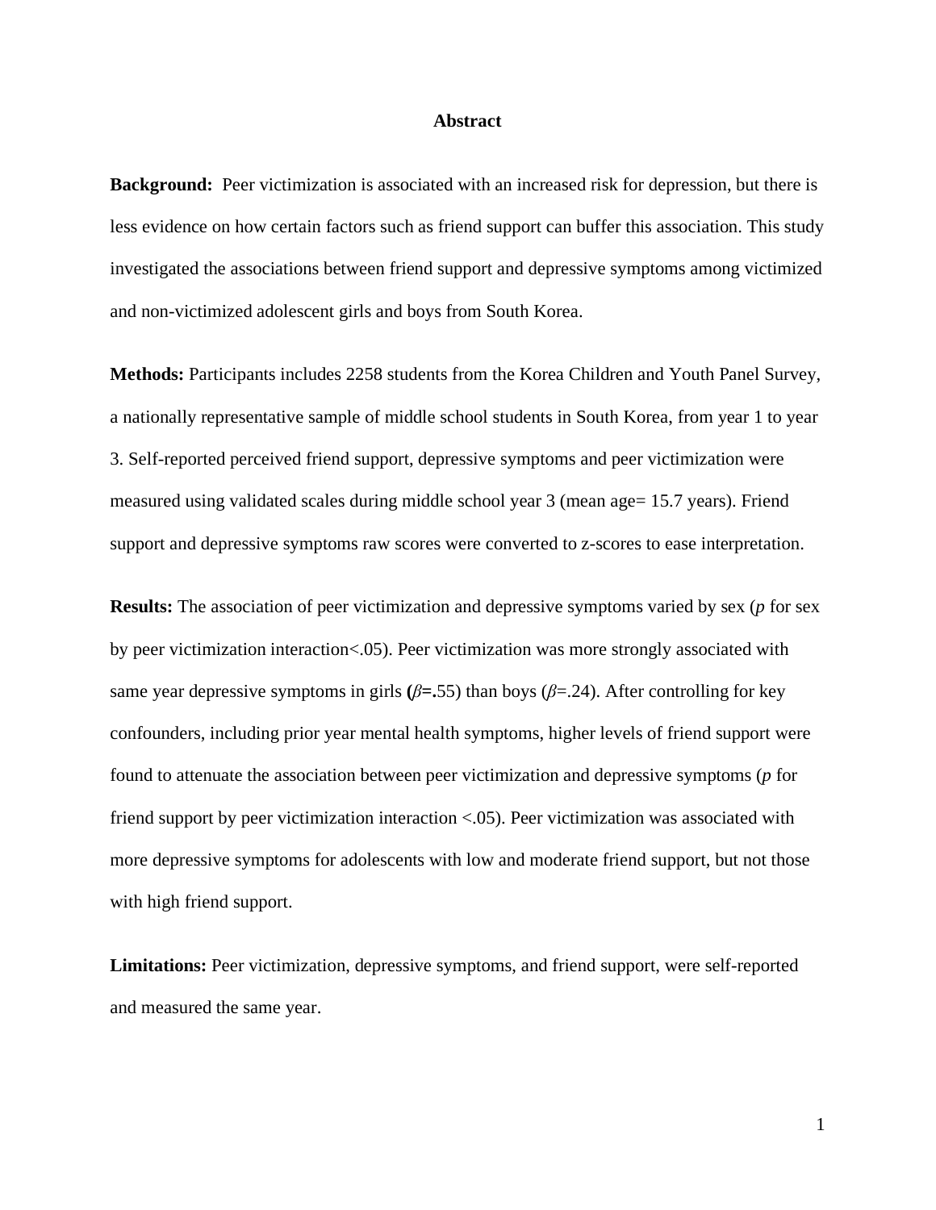# Abstract

**Background:** Peer victimization is associated with an increased risk for depression, but there is less evidence on how certain factors such as friend support can buffer this association. This study investigated the associations between friend support and depressive symptoms among victimized and non-victimized adolescent girls and boys from South Korea.

**Methods:** Participants includes 2258 students from the Korea Children and Youth Panel Survey, a nationally representative sample of middle school students in South Korea, from year 1 to year 3. Self-reported perceived friend support, depressive symptoms and peer victimization were measured using validated scales during middle school year 3 (mean age= 15.7 years). Friend support and depressive symptoms raw scores were converted to z-scores to ease interpretation.

**Results:** The association of peer victimization and depressive symptoms varied by sex (*p* for sex by peer victimization interaction<.05). Peer victimization was more strongly associated with same year depressive symptoms in girls **(**$\beta$**=.**55) than boys ($\beta$=.24). After controlling for key confounders, including prior year mental health symptoms, higher levels of friend support were found to attenuate the association between peer victimization and depressive symptoms (*p* for friend support by peer victimization interaction <.05). Peer victimization was associated with more depressive symptoms for adolescents with low and moderate friend support, but not those with high friend support.

**Limitations:** Peer victimization, depressive symptoms, and friend support, were self-reported and measured the same year.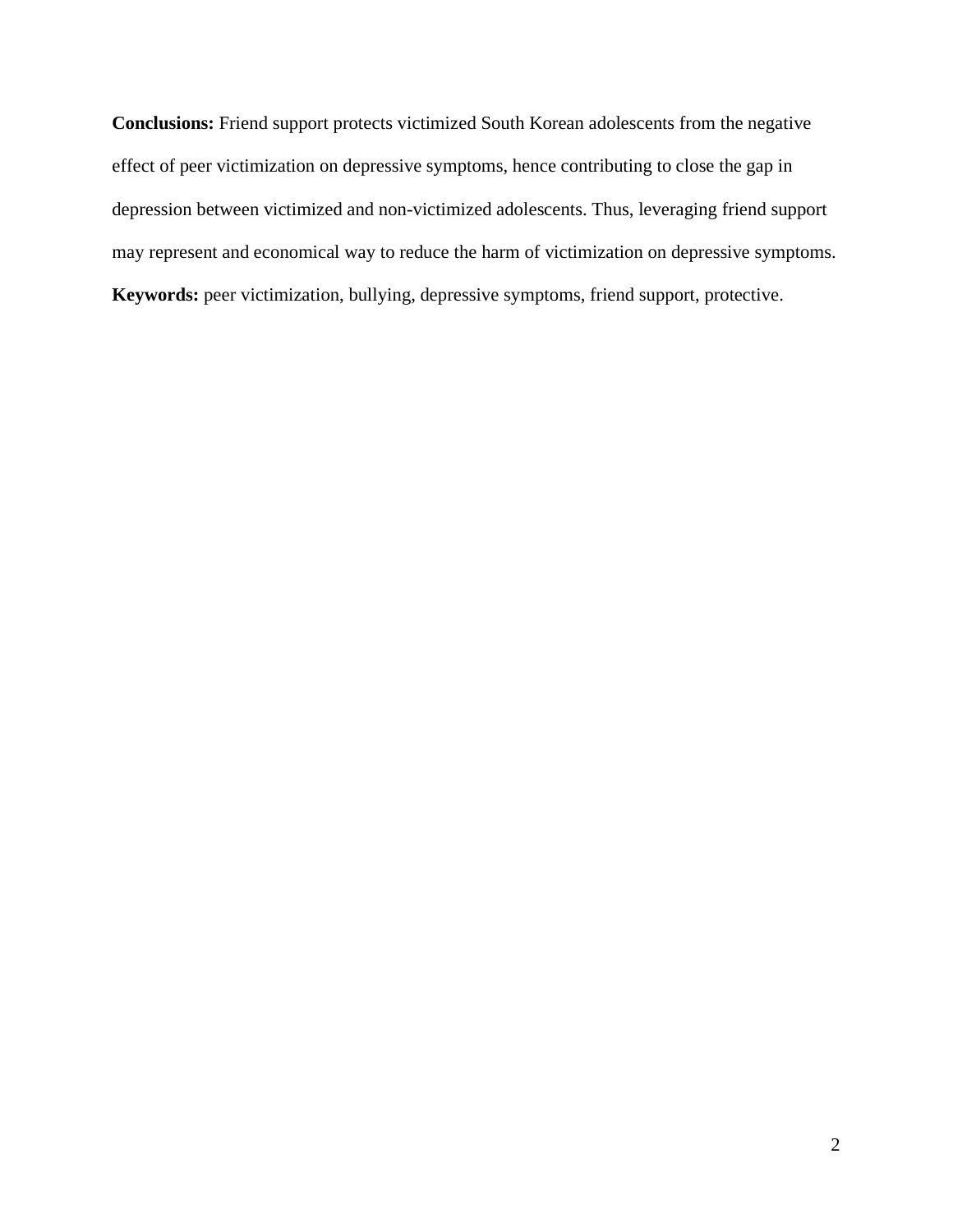**Conclusions:** Friend support protects victimized South Korean adolescents from the negative effect of peer victimization on depressive symptoms, hence contributing to close the gap in depression between victimized and non-victimized adolescents. Thus, leveraging friend support may represent and economical way to reduce the harm of victimization on depressive symptoms.

**Keywords:** peer victimization, bullying, depressive symptoms, friend support, protective.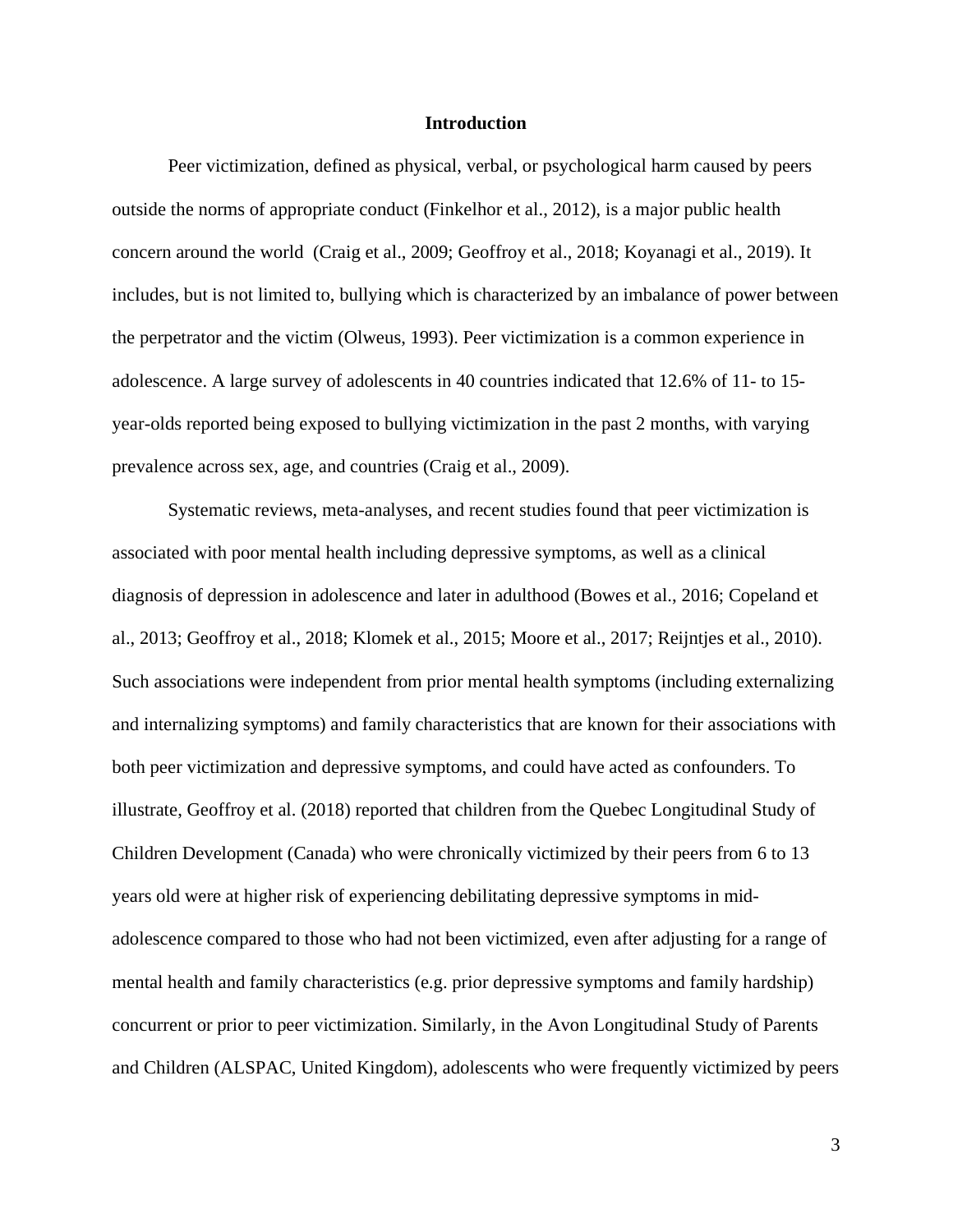## Introduction

Peer victimization, defined as physical, verbal, or psychological harm caused by peers outside the norms of appropriate conduct (Finkelhor et al., 2012), is a major public health concern around the world (Craig et al., 2009; Geoffroy et al., 2018; Koyanagi et al., 2019). It includes, but is not limited to, bullying which is characterized by an imbalance of power between the perpetrator and the victim (Olweus, 1993). Peer victimization is a common experience in adolescence. A large survey of adolescents in 40 countries indicated that 12.6% of 11- to 15-year-olds reported being exposed to bullying victimization in the past 2 months, with varying prevalence across sex, age, and countries (Craig et al., 2009).

Systematic reviews, meta-analyses, and recent studies found that peer victimization is associated with poor mental health including depressive symptoms, as well as a clinical diagnosis of depression in adolescence and later in adulthood (Bowes et al., 2016; Copeland et al., 2013; Geoffroy et al., 2018; Klomek et al., 2015; Moore et al., 2017; Reijntjes et al., 2010). Such associations were independent from prior mental health symptoms (including externalizing and internalizing symptoms) and family characteristics that are known for their associations with both peer victimization and depressive symptoms, and could have acted as confounders. To illustrate, Geoffroy et al. (2018) reported that children from the Quebec Longitudinal Study of Children Development (Canada) who were chronically victimized by their peers from 6 to 13 years old were at higher risk of experiencing debilitating depressive symptoms in mid-adolescence compared to those who had not been victimized, even after adjusting for a range of mental health and family characteristics (e.g. prior depressive symptoms and family hardship) concurrent or prior to peer victimization. Similarly, in the Avon Longitudinal Study of Parents and Children (ALSPAC, United Kingdom), adolescents who were frequently victimized by peers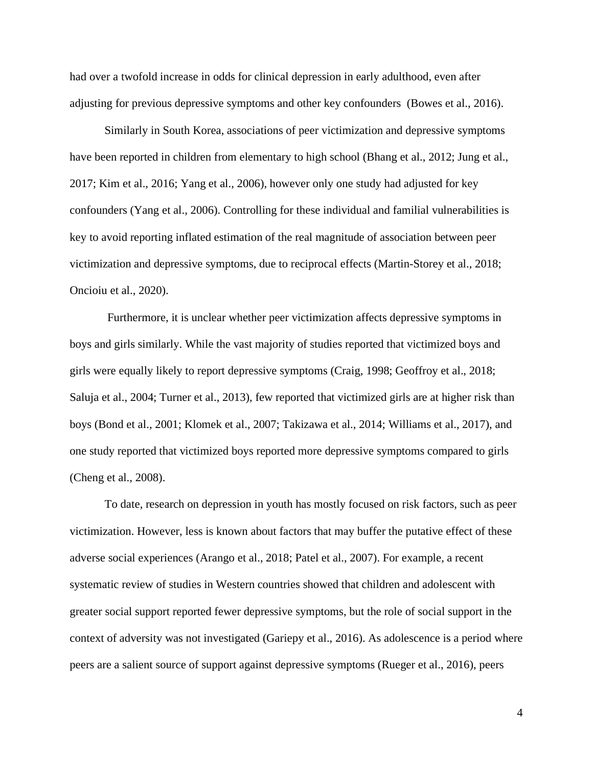had over a twofold increase in odds for clinical depression in early adulthood, even after adjusting for previous depressive symptoms and other key confounders (Bowes et al., 2016).

Similarly in South Korea, associations of peer victimization and depressive symptoms have been reported in children from elementary to high school (Bhang et al., 2012; Jung et al., 2017; Kim et al., 2016; Yang et al., 2006), however only one study had adjusted for key confounders (Yang et al., 2006). Controlling for these individual and familial vulnerabilities is key to avoid reporting inflated estimation of the real magnitude of association between peer victimization and depressive symptoms, due to reciprocal effects (Martin-Storey et al., 2018; Oncioiu et al., 2020).

Furthermore, it is unclear whether peer victimization affects depressive symptoms in boys and girls similarly. While the vast majority of studies reported that victimized boys and girls were equally likely to report depressive symptoms (Craig, 1998; Geoffroy et al., 2018; Saluja et al., 2004; Turner et al., 2013), few reported that victimized girls are at higher risk than boys (Bond et al., 2001; Klomek et al., 2007; Takizawa et al., 2014; Williams et al., 2017), and one study reported that victimized boys reported more depressive symptoms compared to girls (Cheng et al., 2008).

To date, research on depression in youth has mostly focused on risk factors, such as peer victimization. However, less is known about factors that may buffer the putative effect of these adverse social experiences (Arango et al., 2018; Patel et al., 2007). For example, a recent systematic review of studies in Western countries showed that children and adolescent with greater social support reported fewer depressive symptoms, but the role of social support in the context of adversity was not investigated (Gariepy et al., 2016). As adolescence is a period where peers are a salient source of support against depressive symptoms (Rueger et al., 2016), peers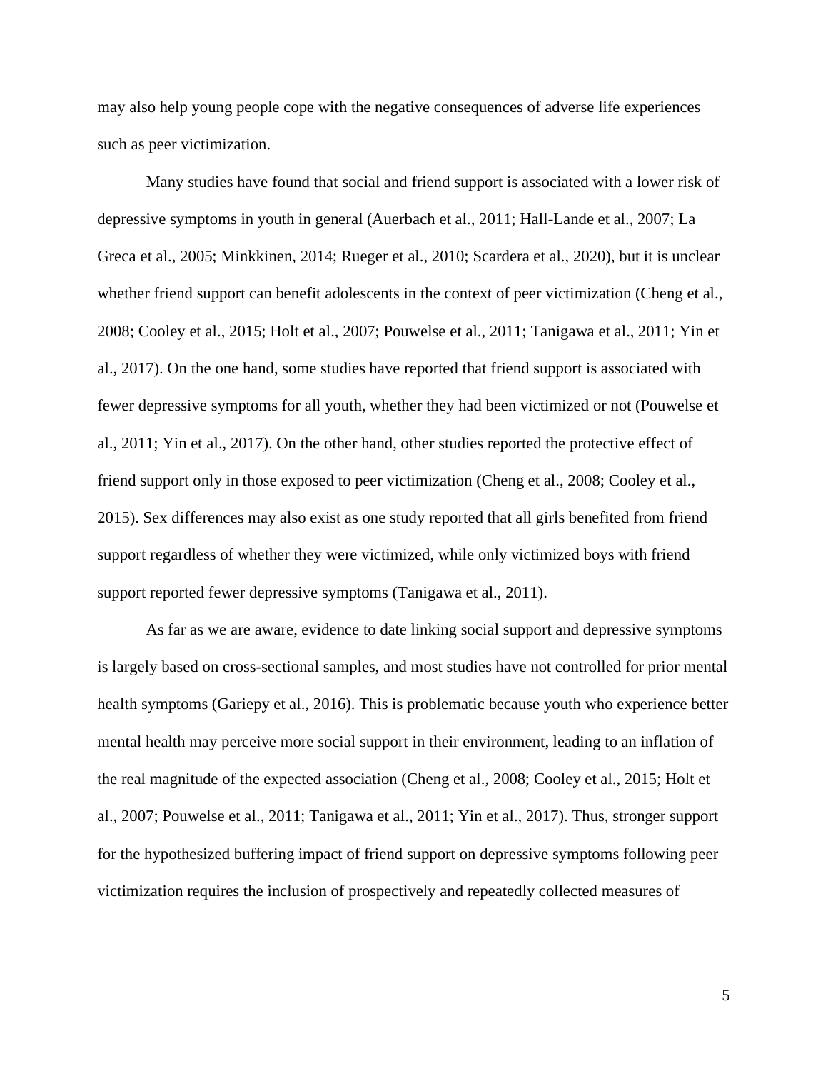may also help young people cope with the negative consequences of adverse life experiences such as peer victimization.

Many studies have found that social and friend support is associated with a lower risk of depressive symptoms in youth in general (Auerbach et al., 2011; Hall-Lande et al., 2007; La Greca et al., 2005; Minkkinen, 2014; Rueger et al., 2010; Scardera et al., 2020), but it is unclear whether friend support can benefit adolescents in the context of peer victimization (Cheng et al., 2008; Cooley et al., 2015; Holt et al., 2007; Pouwelse et al., 2011; Tanigawa et al., 2011; Yin et al., 2017). On the one hand, some studies have reported that friend support is associated with fewer depressive symptoms for all youth, whether they had been victimized or not (Pouwelse et al., 2011; Yin et al., 2017). On the other hand, other studies reported the protective effect of friend support only in those exposed to peer victimization (Cheng et al., 2008; Cooley et al., 2015). Sex differences may also exist as one study reported that all girls benefited from friend support regardless of whether they were victimized, while only victimized boys with friend support reported fewer depressive symptoms (Tanigawa et al., 2011).

As far as we are aware, evidence to date linking social support and depressive symptoms is largely based on cross-sectional samples, and most studies have not controlled for prior mental health symptoms (Gariepy et al., 2016). This is problematic because youth who experience better mental health may perceive more social support in their environment, leading to an inflation of the real magnitude of the expected association (Cheng et al., 2008; Cooley et al., 2015; Holt et al., 2007; Pouwelse et al., 2011; Tanigawa et al., 2011; Yin et al., 2017). Thus, stronger support for the hypothesized buffering impact of friend support on depressive symptoms following peer victimization requires the inclusion of prospectively and repeatedly collected measures of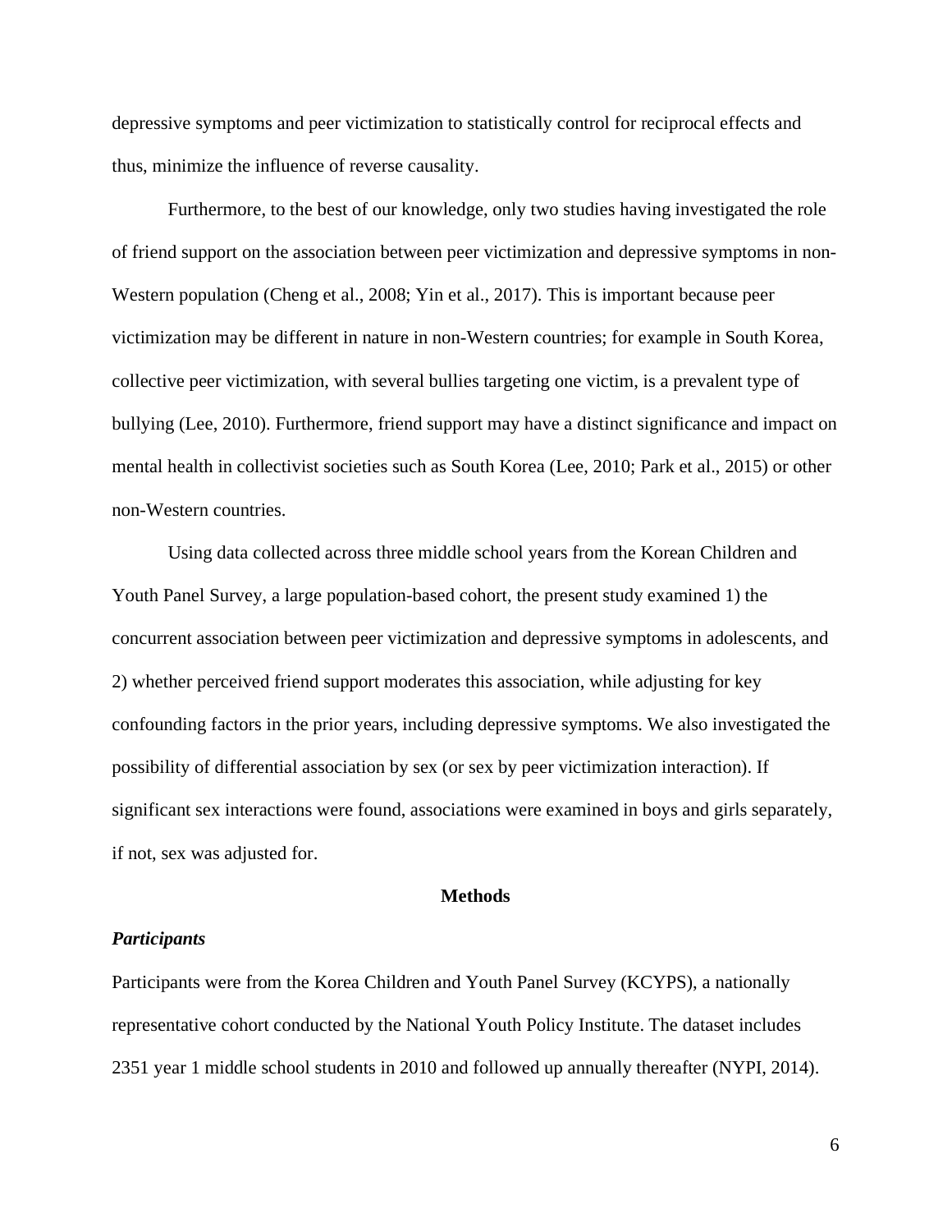depressive symptoms and peer victimization to statistically control for reciprocal effects and thus, minimize the influence of reverse causality.

Furthermore, to the best of our knowledge, only two studies having investigated the role of friend support on the association between peer victimization and depressive symptoms in non-Western population (Cheng et al., 2008; Yin et al., 2017). This is important because peer victimization may be different in nature in non-Western countries; for example in South Korea, collective peer victimization, with several bullies targeting one victim, is a prevalent type of bullying (Lee, 2010). Furthermore, friend support may have a distinct significance and impact on mental health in collectivist societies such as South Korea (Lee, 2010; Park et al., 2015) or other non-Western countries.

Using data collected across three middle school years from the Korean Children and Youth Panel Survey, a large population-based cohort, the present study examined 1) the concurrent association between peer victimization and depressive symptoms in adolescents, and 2) whether perceived friend support moderates this association, while adjusting for key confounding factors in the prior years, including depressive symptoms. We also investigated the possibility of differential association by sex (or sex by peer victimization interaction). If significant sex interactions were found, associations were examined in boys and girls separately, if not, sex was adjusted for.

## Methods

### *Participants*

Participants were from the Korea Children and Youth Panel Survey (KCYPS), a nationally representative cohort conducted by the National Youth Policy Institute. The dataset includes 2351 year 1 middle school students in 2010 and followed up annually thereafter (NYPI, 2014).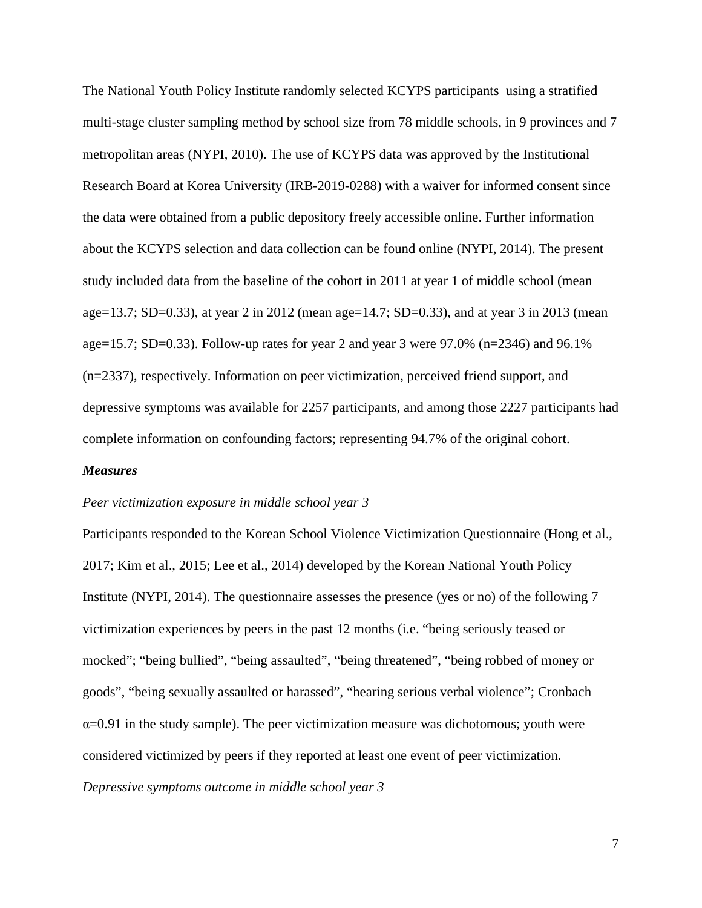The National Youth Policy Institute randomly selected KCYPS participants  using a stratified multi-stage cluster sampling method by school size from 78 middle schools, in 9 provinces and 7 metropolitan areas (NYPI, 2010). The use of KCYPS data was approved by the Institutional Research Board at Korea University (IRB-2019-0288) with a waiver for informed consent since the data were obtained from a public depository freely accessible online. Further information about the KCYPS selection and data collection can be found online (NYPI, 2014). The present study included data from the baseline of the cohort in 2011 at year 1 of middle school (mean age=13.7; SD=0.33), at year 2 in 2012 (mean age=14.7; SD=0.33), and at year 3 in 2013 (mean age=15.7; SD=0.33). Follow-up rates for year 2 and year 3 were 97.0% (n=2346) and 96.1% (n=2337), respectively. Information on peer victimization, perceived friend support, and depressive symptoms was available for 2257 participants, and among those 2227 participants had complete information on confounding factors; representing 94.7% of the original cohort.

### ***Measures***

*Peer victimization exposure in middle school year 3*

Participants responded to the Korean School Violence Victimization Questionnaire (Hong et al., 2017; Kim et al., 2015; Lee et al., 2014) developed by the Korean National Youth Policy Institute (NYPI, 2014). The questionnaire assesses the presence (yes or no) of the following 7 victimization experiences by peers in the past 12 months (i.e. "being seriously teased or mocked"; "being bullied", "being assaulted", "being threatened", "being robbed of money or goods", "being sexually assaulted or harassed", "hearing serious verbal violence"; Cronbach $\alpha$=0.91 in the study sample). The peer victimization measure was dichotomous; youth were considered victimized by peers if they reported at least one event of peer victimization.

*Depressive symptoms outcome in middle school year 3*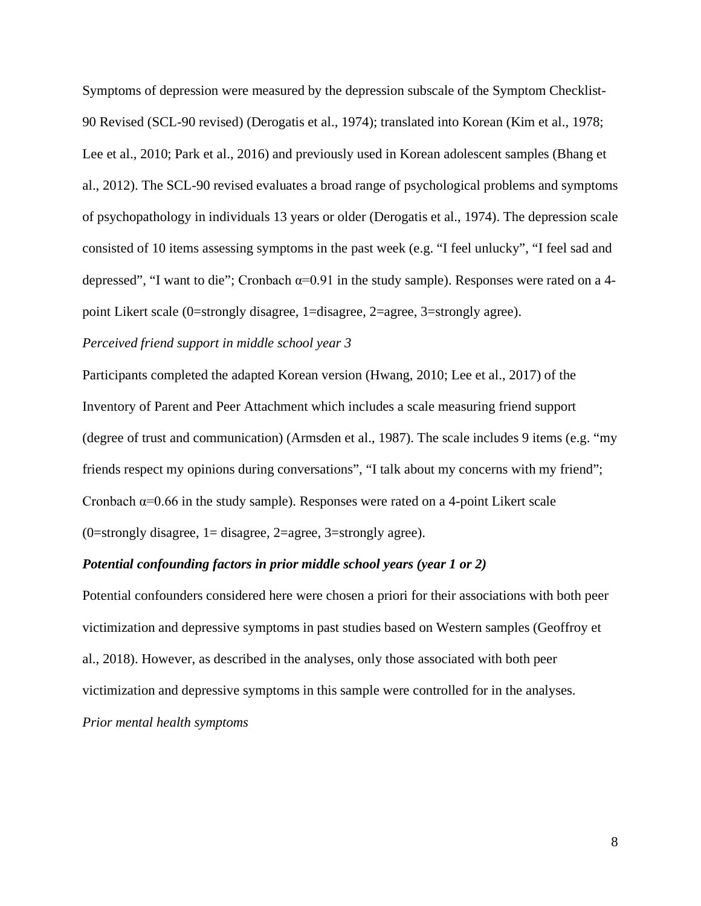Symptoms of depression were measured by the depression subscale of the Symptom Checklist-90 Revised (SCL-90 revised) (Derogatis et al., 1974); translated into Korean (Kim et al., 1978; Lee et al., 2010; Park et al., 2016) and previously used in Korean adolescent samples (Bhang et al., 2012). The SCL-90 revised evaluates a broad range of psychological problems and symptoms of psychopathology in individuals 13 years or older (Derogatis et al., 1974). The depression scale consisted of 10 items assessing symptoms in the past week (e.g. "I feel unlucky", "I feel sad and depressed", "I want to die"; Cronbach $\alpha$=0.91 in the study sample). Responses were rated on a 4-point Likert scale (0=strongly disagree, 1=disagree, 2=agree, 3=strongly agree).

*Perceived friend support in middle school year 3*

Participants completed the adapted Korean version (Hwang, 2010; Lee et al., 2017) of the Inventory of Parent and Peer Attachment which includes a scale measuring friend support (degree of trust and communication) (Armsden et al., 1987). The scale includes 9 items (e.g. "my friends respect my opinions during conversations", "I talk about my concerns with my friend"; Cronbach $\alpha$=0.66 in the study sample). Responses were rated on a 4-point Likert scale (0=strongly disagree, 1= disagree, 2=agree, 3=strongly agree).

***Potential confounding factors in prior middle school years (year 1 or 2)***

Potential confounders considered here were chosen a priori for their associations with both peer victimization and depressive symptoms in past studies based on Western samples (Geoffroy et al., 2018). However, as described in the analyses, only those associated with both peer victimization and depressive symptoms in this sample were controlled for in the analyses.

*Prior mental health symptoms*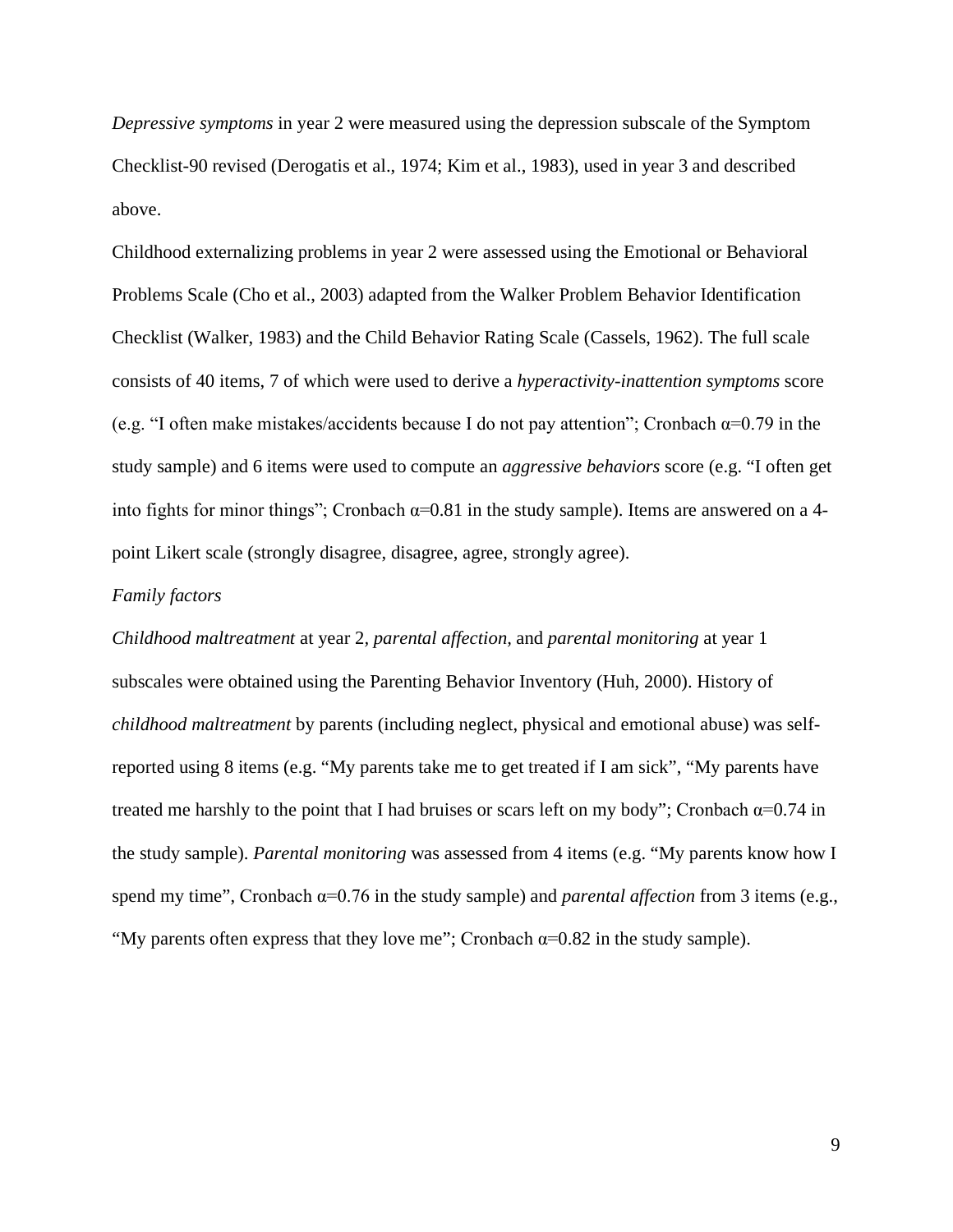*Depressive symptoms* in year 2 were measured using the depression subscale of the Symptom Checklist-90 revised (Derogatis et al., 1974; Kim et al., 1983), used in year 3 and described above.

Childhood externalizing problems in year 2 were assessed using the Emotional or Behavioral Problems Scale (Cho et al., 2003) adapted from the Walker Problem Behavior Identification Checklist (Walker, 1983) and the Child Behavior Rating Scale (Cassels, 1962). The full scale consists of 40 items, 7 of which were used to derive a *hyperactivity-inattention symptoms* score (e.g. "I often make mistakes/accidents because I do not pay attention"; Cronbach $\alpha$=0.79 in the study sample) and 6 items were used to compute an *aggressive behaviors* score (e.g. "I often get into fights for minor things"; Cronbach $\alpha$=0.81 in the study sample). Items are answered on a 4-point Likert scale (strongly disagree, disagree, agree, strongly agree).

*Family factors*

*Childhood maltreatment* at year 2, *parental affection,* and *parental monitoring* at year 1 subscales were obtained using the Parenting Behavior Inventory (Huh, 2000). History of *childhood maltreatment* by parents (including neglect, physical and emotional abuse) was self-reported using 8 items (e.g. "My parents take me to get treated if I am sick", "My parents have treated me harshly to the point that I had bruises or scars left on my body"; Cronbach $\alpha$=0.74 in the study sample). *Parental monitoring* was assessed from 4 items (e.g. "My parents know how I spend my time", Cronbach $\alpha$=0.76 in the study sample) and *parental affection* from 3 items (e.g., "My parents often express that they love me"; Cronbach $\alpha$=0.82 in the study sample).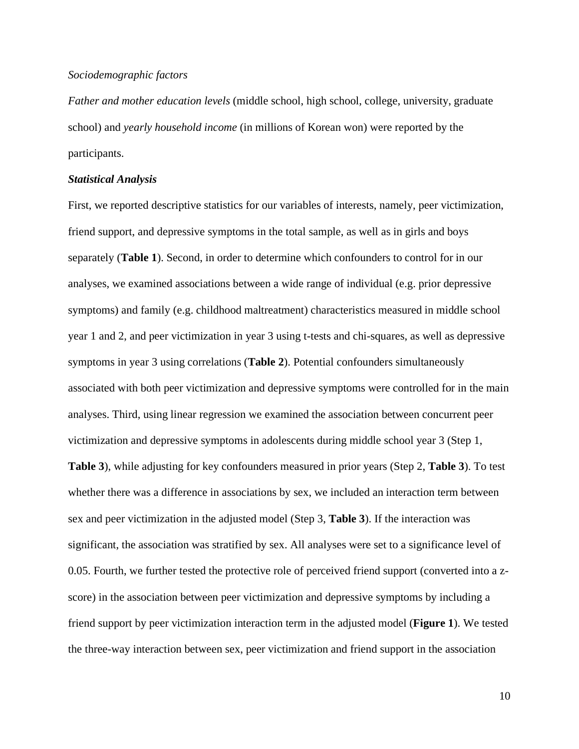*Sociodemographic factors*

*Father and mother education levels* (middle school, high school, college, university, graduate school) and *yearly household income* (in millions of Korean won) were reported by the participants.

### ***Statistical Analysis***

First, we reported descriptive statistics for our variables of interests, namely, peer victimization, friend support, and depressive symptoms in the total sample, as well as in girls and boys separately (**Table 1**). Second, in order to determine which confounders to control for in our analyses, we examined associations between a wide range of individual (e.g. prior depressive symptoms) and family (e.g. childhood maltreatment) characteristics measured in middle school year 1 and 2, and peer victimization in year 3 using t-tests and chi-squares, as well as depressive symptoms in year 3 using correlations (**Table 2**). Potential confounders simultaneously associated with both peer victimization and depressive symptoms were controlled for in the main analyses. Third, using linear regression we examined the association between concurrent peer victimization and depressive symptoms in adolescents during middle school year 3 (Step 1, **Table 3**), while adjusting for key confounders measured in prior years (Step 2, **Table 3**). To test whether there was a difference in associations by sex, we included an interaction term between sex and peer victimization in the adjusted model (Step 3, **Table 3**). If the interaction was significant, the association was stratified by sex. All analyses were set to a significance level of 0.05. Fourth, we further tested the protective role of perceived friend support (converted into a z-score) in the association between peer victimization and depressive symptoms by including a friend support by peer victimization interaction term in the adjusted model (**Figure 1**). We tested the three-way interaction between sex, peer victimization and friend support in the association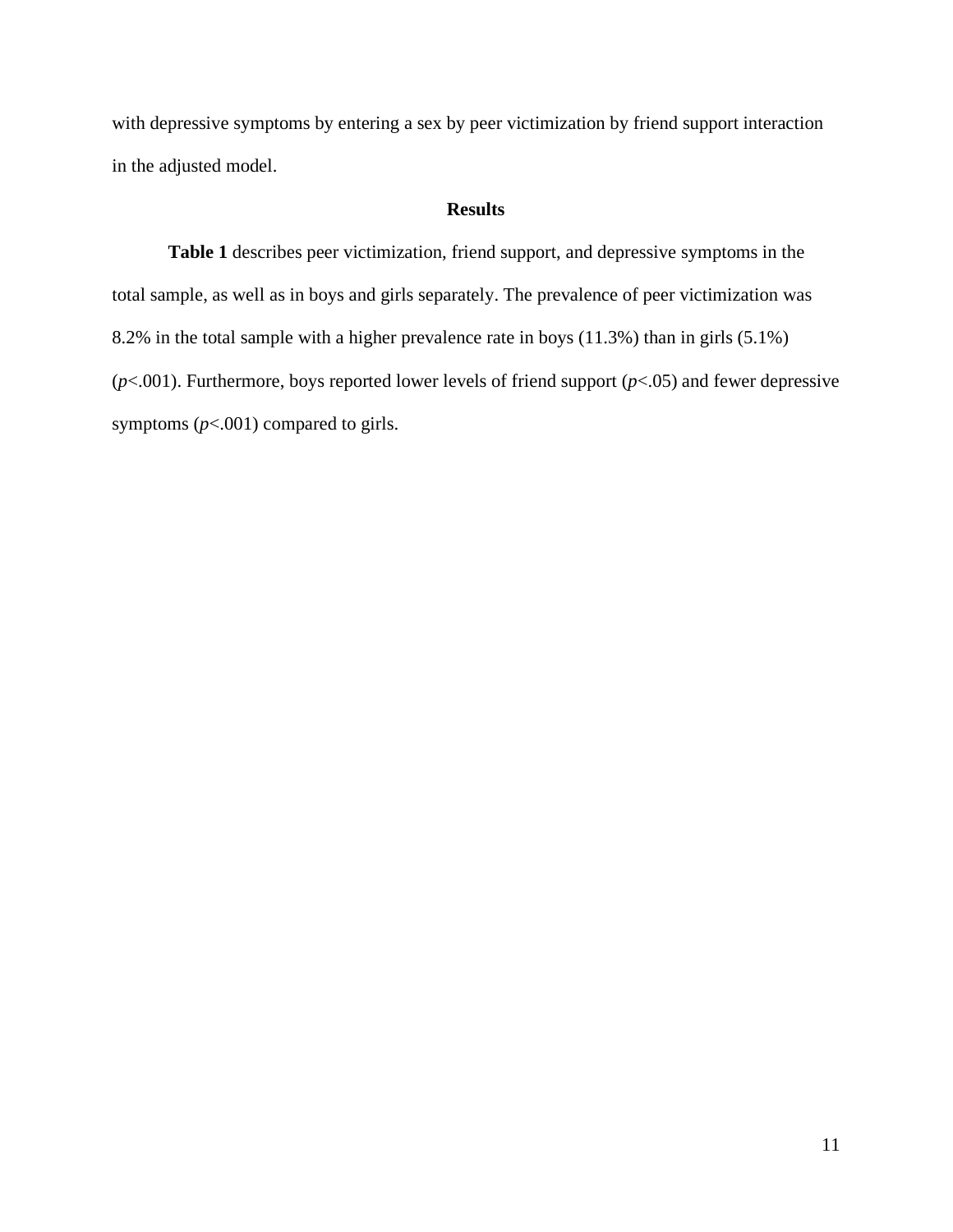with depressive symptoms by entering a sex by peer victimization by friend support interaction in the adjusted model.

## Results

**Table 1** describes peer victimization, friend support, and depressive symptoms in the total sample, as well as in boys and girls separately. The prevalence of peer victimization was 8.2% in the total sample with a higher prevalence rate in boys (11.3%) than in girls (5.1%) ($p$<.001). Furthermore, boys reported lower levels of friend support ($p$<.05) and fewer depressive symptoms ($p$<.001) compared to girls.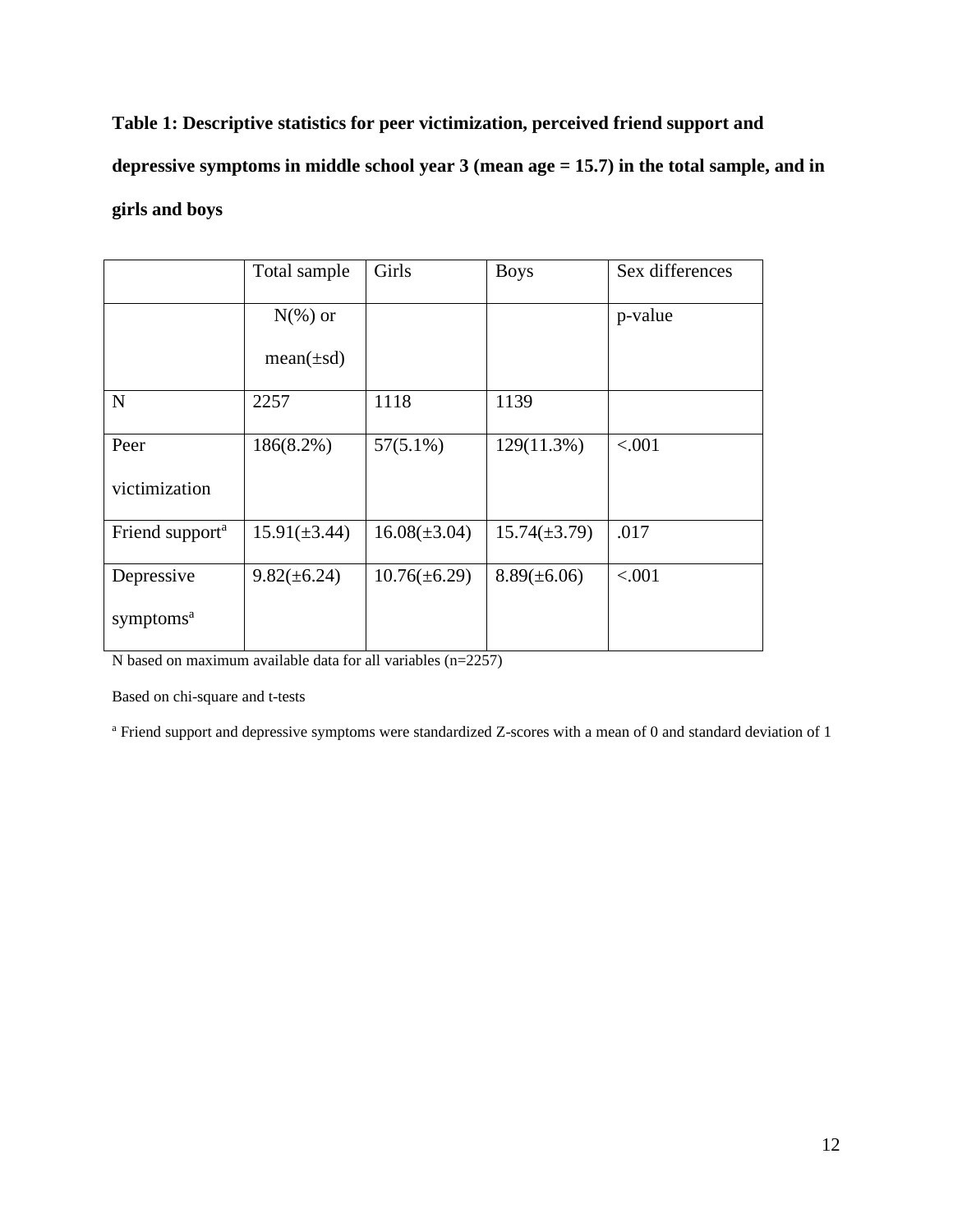**Table 1: Descriptive statistics for peer victimization, perceived friend support and depressive symptoms in middle school year 3 (mean age = 15.7) in the total sample, and in girls and boys**

| | Total sample | Girls | Boys | Sex differences |
|---|---|---|---|---|
| | N(%) or mean(±sd) | | | p-value |
| N | 2257 | 1118 | 1139 | |
| Peer victimization | 186(8.2%) | 57(5.1%) | 129(11.3%) | <.001 |
| Friend support[a] | 15.91(±3.44) | 16.08(±3.04) | 15.74(±3.79) | .017 |
| Depressive symptoms[a] | 9.82(±6.24) | 10.76(±6.29) | 8.89(±6.06) | <.001 |

N based on maximum available data for all variables (n=2257)

Based on chi-square and t-tests

[a] Friend support and depressive symptoms were standardized Z-scores with a mean of 0 and standard deviation of 1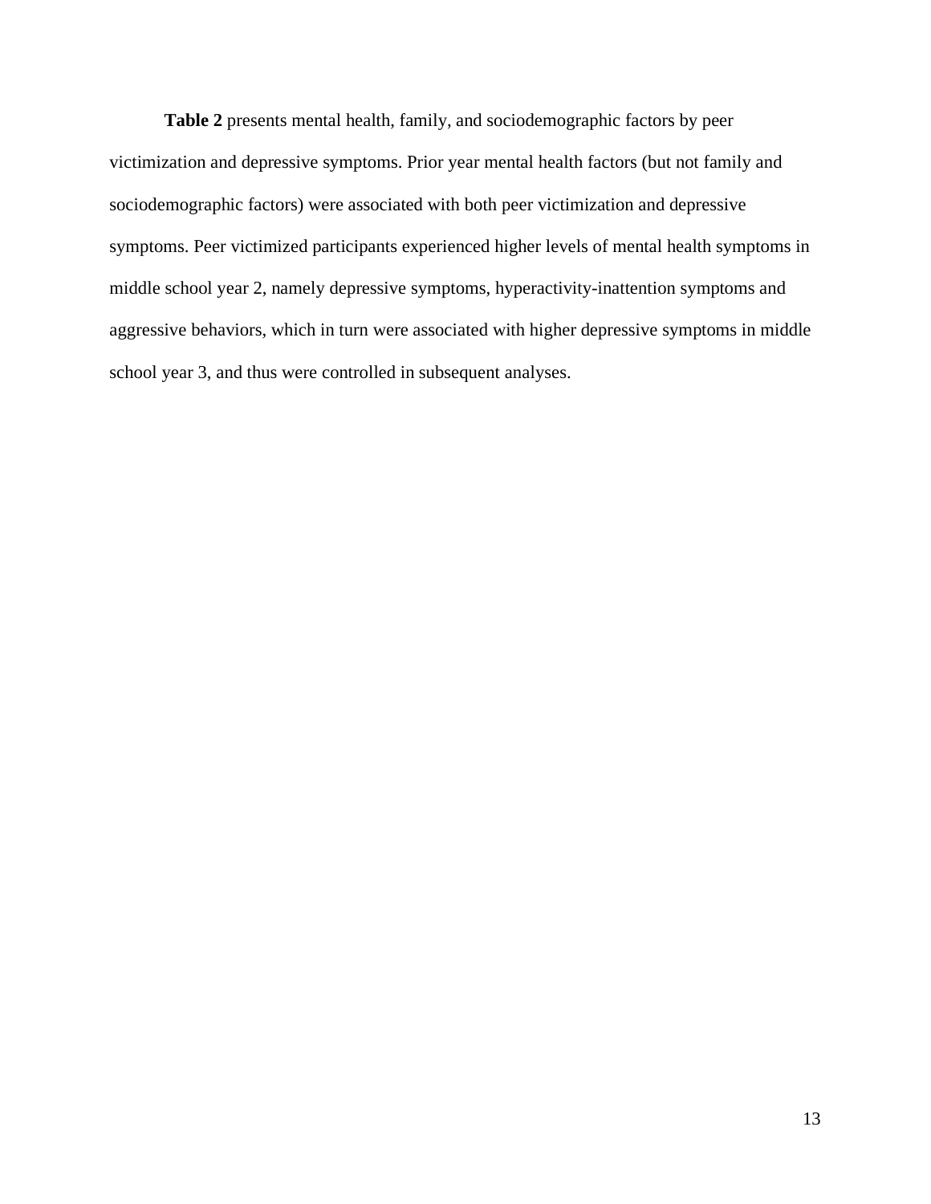**Table 2** presents mental health, family, and sociodemographic factors by peer victimization and depressive symptoms. Prior year mental health factors (but not family and sociodemographic factors) were associated with both peer victimization and depressive symptoms. Peer victimized participants experienced higher levels of mental health symptoms in middle school year 2, namely depressive symptoms, hyperactivity-inattention symptoms and aggressive behaviors, which in turn were associated with higher depressive symptoms in middle school year 3, and thus were controlled in subsequent analyses.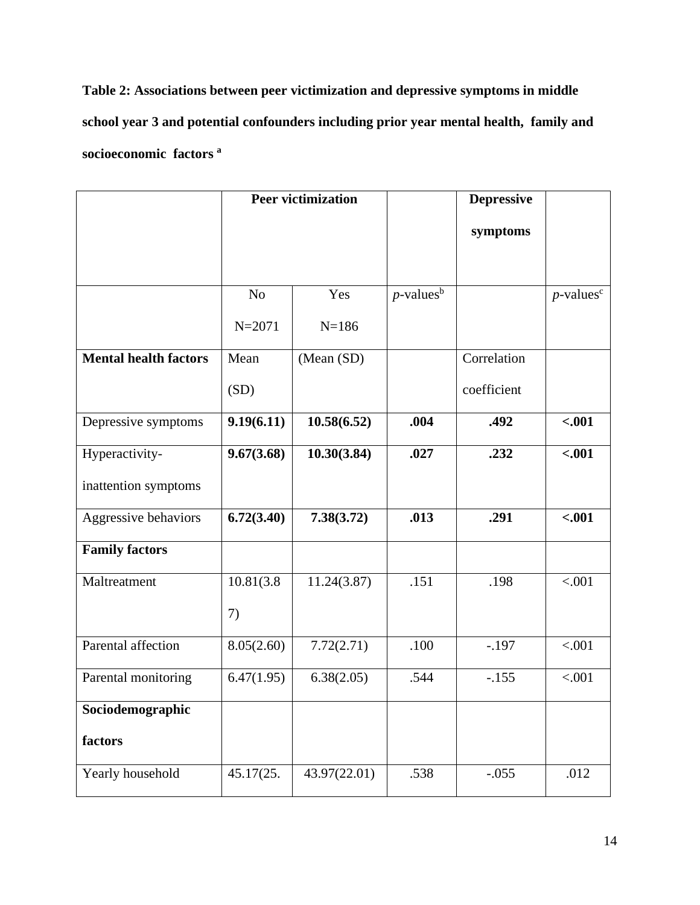**Table 2: Associations between peer victimization and depressive symptoms in middle school year 3 and potential confounders including prior year mental health, family and socioeconomic factors [a]**

| | Peer victimization | | | Depressive symptoms | |
|---|---|---|---|---|---|
| | No N=2071 | Yes N=186 | *p*-values[b] | | *p*-values[c] |
| **Mental health factors** | Mean (SD) | (Mean (SD) | | Correlation coefficient | |
| Depressive symptoms | **9.19(6.11)** | **10.58(6.52)** | **.004** | **.492** | **<.001** |
| Hyperactivity-inattention symptoms | **9.67(3.68)** | **10.30(3.84)** | **.027** | **.232** | **<.001** |
| Aggressive behaviors | **6.72(3.40)** | **7.38(3.72)** | **.013** | **.291** | **<.001** |
| **Family factors** | | | | | |
| Maltreatment | 10.81(3.87) | 11.24(3.87) | .151 | .198 | <.001 |
| Parental affection | 8.05(2.60) | 7.72(2.71) | .100 | -.197 | <.001 |
| Parental monitoring | 6.47(1.95) | 6.38(2.05) | .544 | -.155 | <.001 |
| **Sociodemographic factors** | | | | | |
| Yearly household | 45.17(25. | 43.97(22.01) | .538 | -.055 | .012 |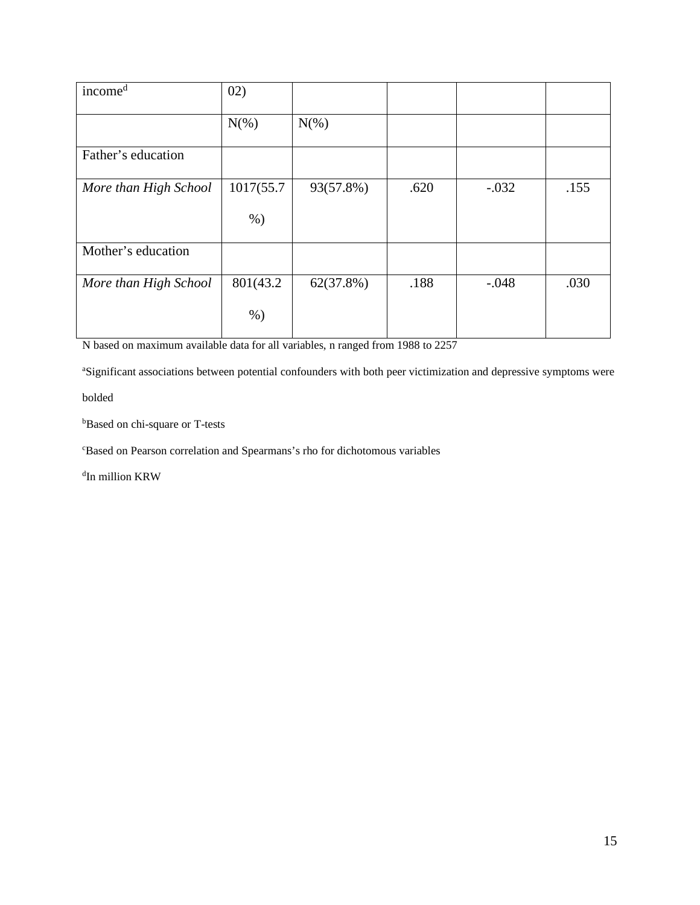| income[d] | 02) | | | | |
|---|---|---|---|---|---|
| | N(%) | N(%) | | | |
| Father's education | | | | | |
| *More than High School* | 1017(55.7%) | 93(57.8%) | .620 | -.032 | .155 |
| Mother's education | | | | | |
| *More than High School* | 801(43.2%) | 62(37.8%) | .188 | -.048 | .030 |

N based on maximum available data for all variables, n ranged from 1988 to 2257

[a]Significant associations between potential confounders with both peer victimization and depressive symptoms were bolded

[b]Based on chi-square or T-tests

[c]Based on Pearson correlation and Spearmans's rho for dichotomous variables

[d]In million KRW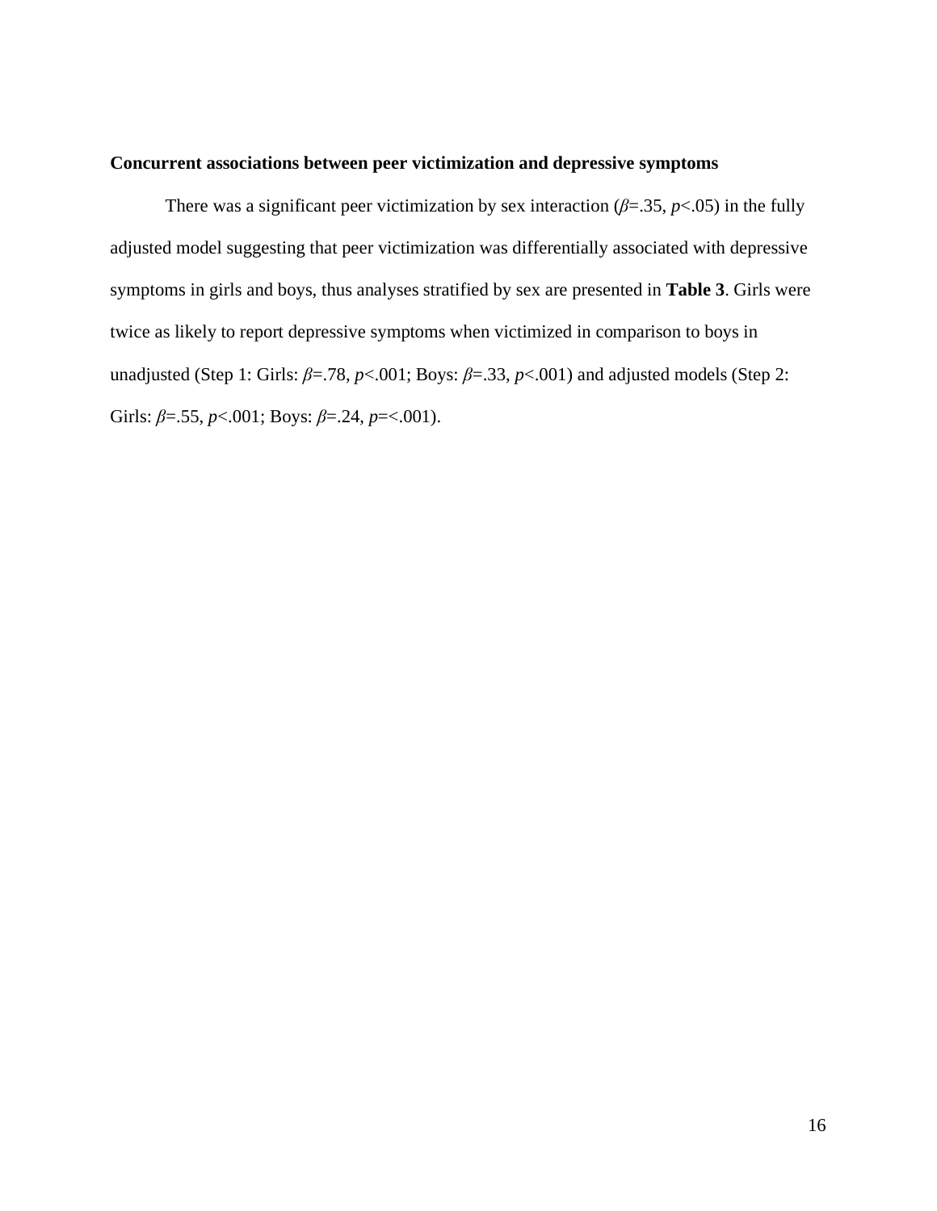**Concurrent associations between peer victimization and depressive symptoms**

There was a significant peer victimization by sex interaction ($\beta$=.35, $p$<.05) in the fully adjusted model suggesting that peer victimization was differentially associated with depressive symptoms in girls and boys, thus analyses stratified by sex are presented in **Table 3**. Girls were twice as likely to report depressive symptoms when victimized in comparison to boys in unadjusted (Step 1: Girls: $\beta$=.78, $p$<.001; Boys: $\beta$=.33, $p$<.001) and adjusted models (Step 2: Girls: $\beta$=.55, $p$<.001; Boys: $\beta$=.24, $p$=<.001).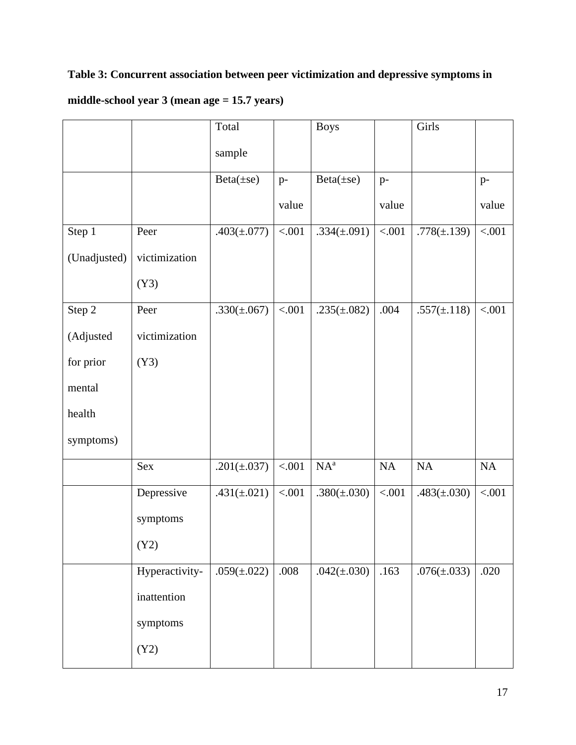**Table 3: Concurrent association between peer victimization and depressive symptoms in middle-school year 3 (mean age = 15.7 years)**

| | | Total sample | | Boys | | Girls | |
|---|---|---|---|---|---|---|---|
| | | Beta(±se) | p-value | Beta(±se) | p-value | | p-value |
| Step 1 (Unadjusted) | Peer victimization (Y3) | .403(±.077) | <.001 | .334(±.091) | <.001 | .778(±.139) | <.001 |
| Step 2 (Adjusted for prior mental health symptoms) | Peer victimization (Y3) | .330(±.067) | <.001 | .235(±.082) | .004 | .557(±.118) | <.001 |
| | Sex | .201(±.037) | <.001 | NA[a] | NA | NA | NA |
| | Depressive symptoms (Y2) | .431(±.021) | <.001 | .380(±.030) | <.001 | .483(±.030) | <.001 |
| | Hyperactivity-inattention symptoms (Y2) | .059(±.022) | .008 | .042(±.030) | .163 | .076(±.033) | .020 |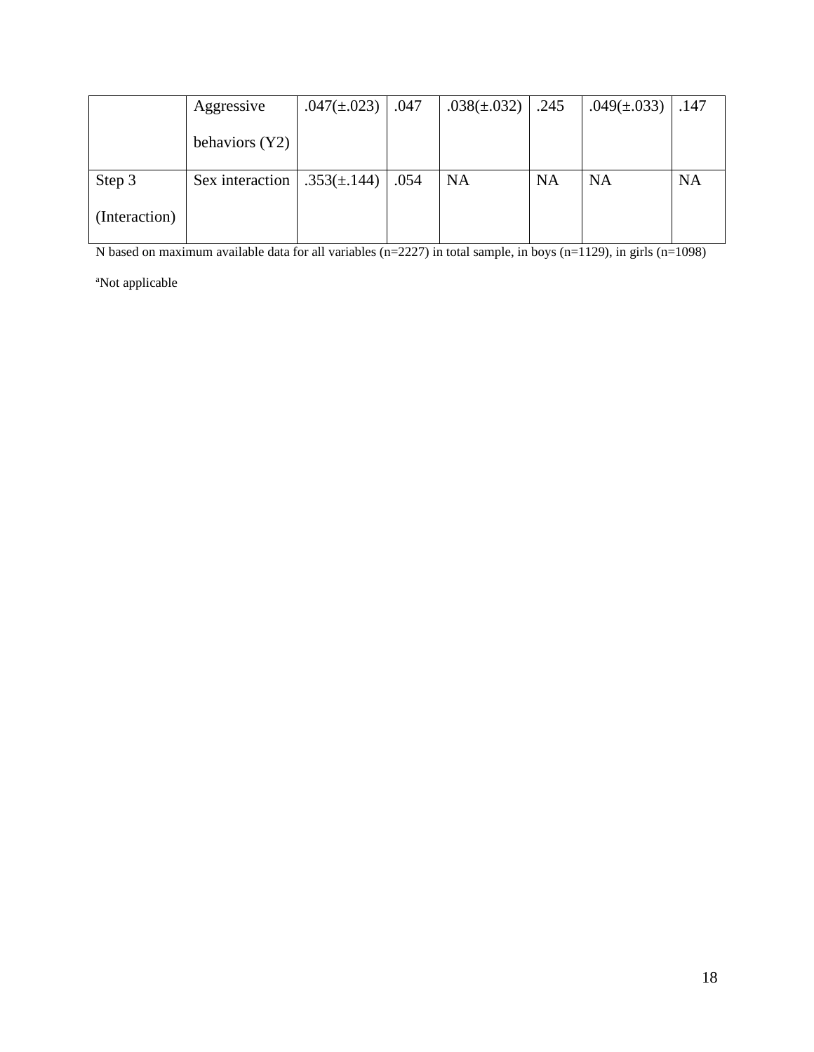| | | | | | | | |
|---|---|---|---|---|---|---|---|
| | Aggressive behaviors (Y2) | .047(±.023) | .047 | .038(±.032) | .245 | .049(±.033) | .147 |
| Step 3 (Interaction) | Sex interaction | .353(±.144) | .054 | NA | NA | NA | NA |

N based on maximum available data for all variables (n=2227) in total sample, in boys (n=1129), in girls (n=1098)

[a]Not applicable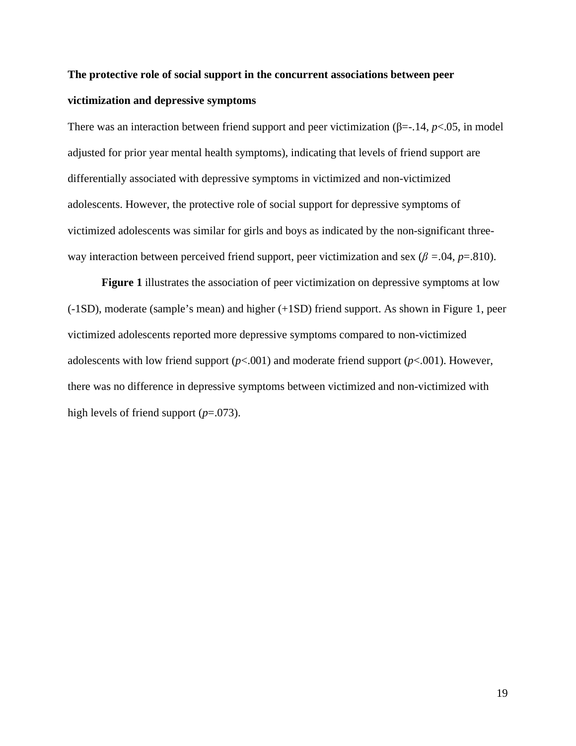**The protective role of social support in the concurrent associations between peer victimization and depressive symptoms**

There was an interaction between friend support and peer victimization (β=-.14, $p$<.05, in model adjusted for prior year mental health symptoms), indicating that levels of friend support are differentially associated with depressive symptoms in victimized and non-victimized adolescents. However, the protective role of social support for depressive symptoms of victimized adolescents was similar for girls and boys as indicated by the non-significant three-way interaction between perceived friend support, peer victimization and sex ($\beta$ =.04, $p$=.810).

**Figure 1** illustrates the association of peer victimization on depressive symptoms at low (-1SD), moderate (sample's mean) and higher (+1SD) friend support. As shown in Figure 1, peer victimized adolescents reported more depressive symptoms compared to non-victimized adolescents with low friend support ($p$<.001) and moderate friend support ($p$<.001). However, there was no difference in depressive symptoms between victimized and non-victimized with high levels of friend support ($p$=.073).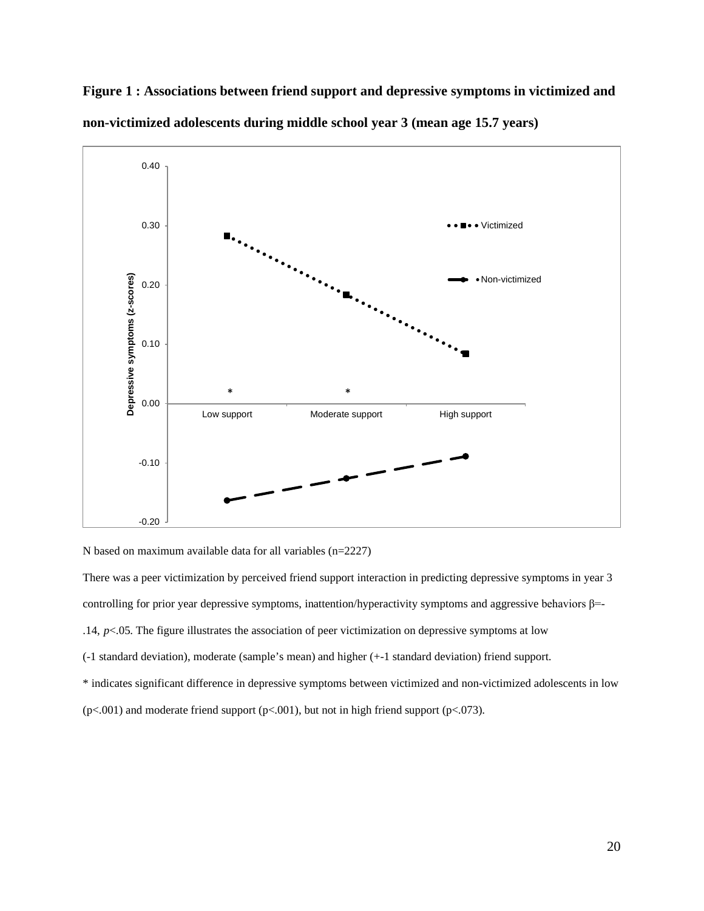**Figure 1 : Associations between friend support and depressive symptoms in victimized and non-victimized adolescents during middle school year 3 (mean age 15.7 years)**

N based on maximum available data for all variables (n=2227)

There was a peer victimization by perceived friend support interaction in predicting depressive symptoms in year 3 controlling for prior year depressive symptoms, inattention/hyperactivity symptoms and aggressive behaviors $\beta$=-.14, $p$<.05. The figure illustrates the association of peer victimization on depressive symptoms at low (-1 standard deviation), moderate (sample's mean) and higher (+-1 standard deviation) friend support.

* indicates significant difference in depressive symptoms between victimized and non-victimized adolescents in low (p<.001) and moderate friend support (p<.001), but not in high friend support (p<.073).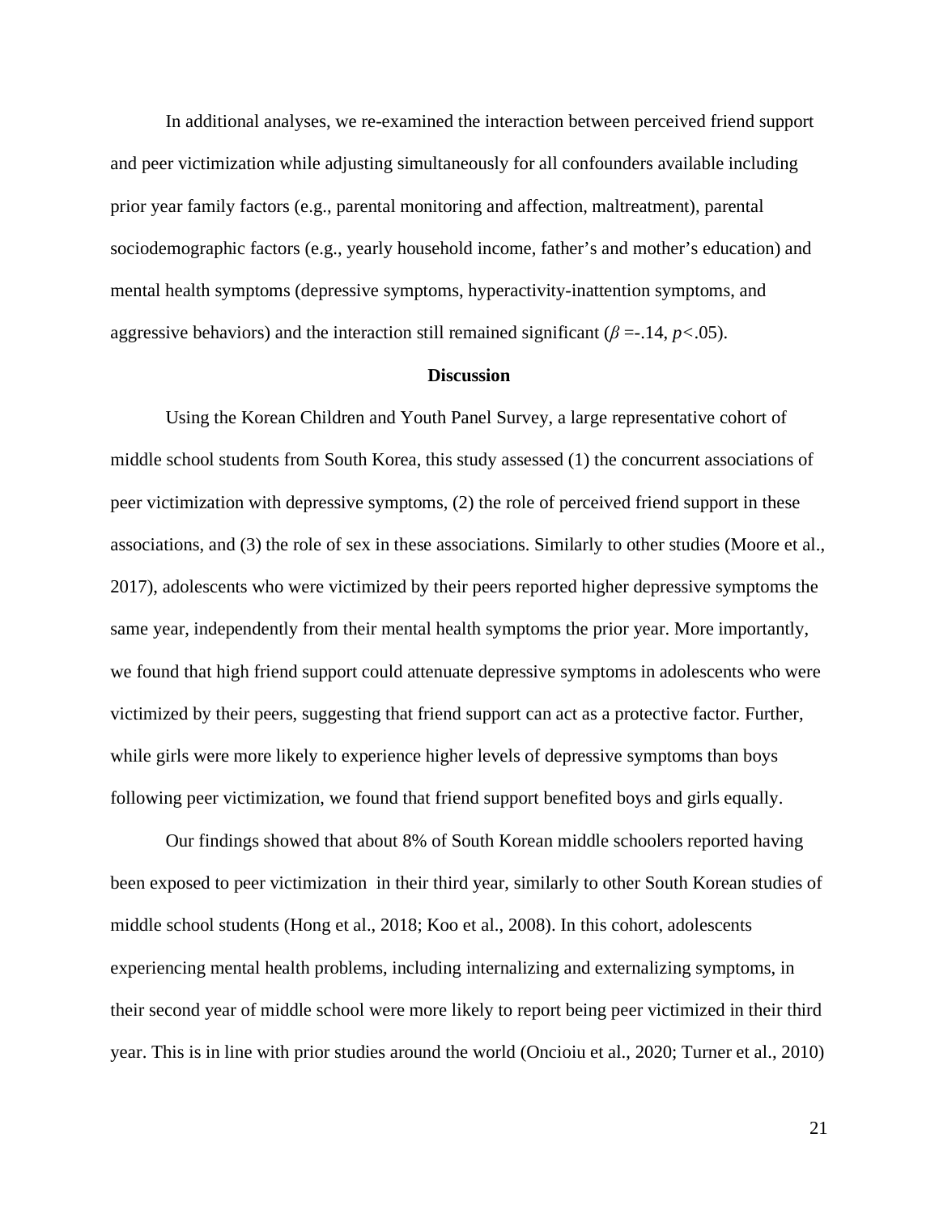In additional analyses, we re-examined the interaction between perceived friend support and peer victimization while adjusting simultaneously for all confounders available including prior year family factors (e.g., parental monitoring and affection, maltreatment), parental sociodemographic factors (e.g., yearly household income, father's and mother's education) and mental health symptoms (depressive symptoms, hyperactivity-inattention symptoms, and aggressive behaviors) and the interaction still remained significant ($\beta$ =-.14, $p$<.05).

## Discussion

Using the Korean Children and Youth Panel Survey, a large representative cohort of middle school students from South Korea, this study assessed (1) the concurrent associations of peer victimization with depressive symptoms, (2) the role of perceived friend support in these associations, and (3) the role of sex in these associations. Similarly to other studies (Moore et al., 2017), adolescents who were victimized by their peers reported higher depressive symptoms the same year, independently from their mental health symptoms the prior year. More importantly, we found that high friend support could attenuate depressive symptoms in adolescents who were victimized by their peers, suggesting that friend support can act as a protective factor. Further, while girls were more likely to experience higher levels of depressive symptoms than boys following peer victimization, we found that friend support benefited boys and girls equally.

Our findings showed that about 8% of South Korean middle schoolers reported having been exposed to peer victimization in their third year, similarly to other South Korean studies of middle school students (Hong et al., 2018; Koo et al., 2008). In this cohort, adolescents experiencing mental health problems, including internalizing and externalizing symptoms, in their second year of middle school were more likely to report being peer victimized in their third year. This is in line with prior studies around the world (Oncioiu et al., 2020; Turner et al., 2010)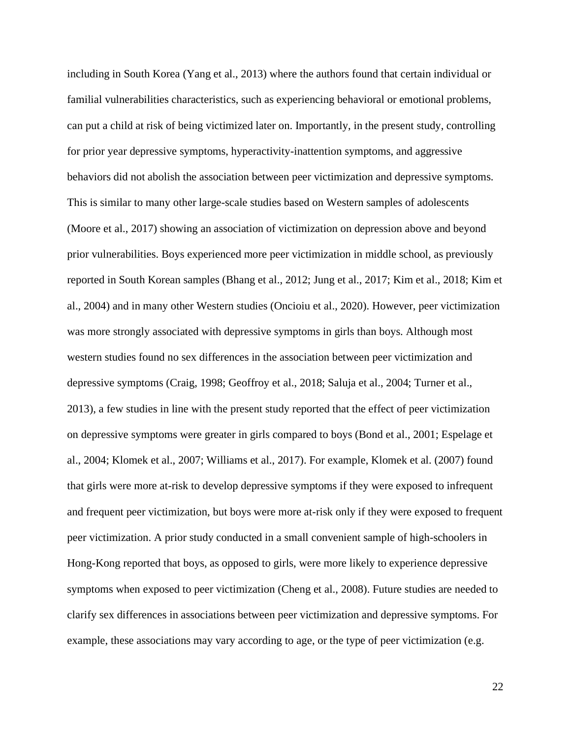including in South Korea (Yang et al., 2013) where the authors found that certain individual or familial vulnerabilities characteristics, such as experiencing behavioral or emotional problems, can put a child at risk of being victimized later on. Importantly, in the present study, controlling for prior year depressive symptoms, hyperactivity-inattention symptoms, and aggressive behaviors did not abolish the association between peer victimization and depressive symptoms. This is similar to many other large-scale studies based on Western samples of adolescents (Moore et al., 2017) showing an association of victimization on depression above and beyond prior vulnerabilities. Boys experienced more peer victimization in middle school, as previously reported in South Korean samples (Bhang et al., 2012; Jung et al., 2017; Kim et al., 2018; Kim et al., 2004) and in many other Western studies (Oncioiu et al., 2020). However, peer victimization was more strongly associated with depressive symptoms in girls than boys. Although most western studies found no sex differences in the association between peer victimization and depressive symptoms (Craig, 1998; Geoffroy et al., 2018; Saluja et al., 2004; Turner et al., 2013), a few studies in line with the present study reported that the effect of peer victimization on depressive symptoms were greater in girls compared to boys (Bond et al., 2001; Espelage et al., 2004; Klomek et al., 2007; Williams et al., 2017). For example, Klomek et al. (2007) found that girls were more at-risk to develop depressive symptoms if they were exposed to infrequent and frequent peer victimization, but boys were more at-risk only if they were exposed to frequent peer victimization. A prior study conducted in a small convenient sample of high-schoolers in Hong-Kong reported that boys, as opposed to girls, were more likely to experience depressive symptoms when exposed to peer victimization (Cheng et al., 2008). Future studies are needed to clarify sex differences in associations between peer victimization and depressive symptoms. For example, these associations may vary according to age, or the type of peer victimization (e.g.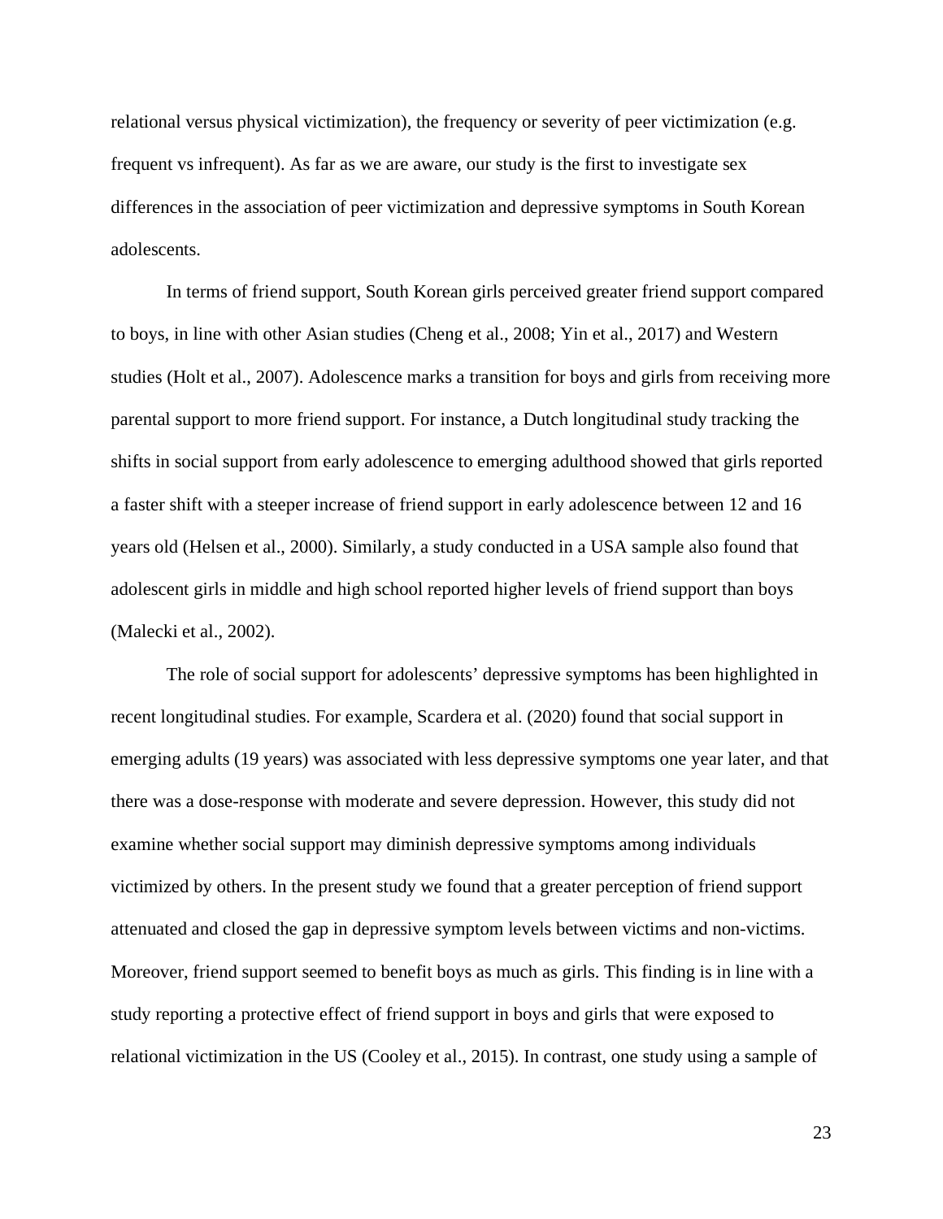relational versus physical victimization), the frequency or severity of peer victimization (e.g. frequent vs infrequent). As far as we are aware, our study is the first to investigate sex differences in the association of peer victimization and depressive symptoms in South Korean adolescents.

In terms of friend support, South Korean girls perceived greater friend support compared to boys, in line with other Asian studies (Cheng et al., 2008; Yin et al., 2017) and Western studies (Holt et al., 2007). Adolescence marks a transition for boys and girls from receiving more parental support to more friend support. For instance, a Dutch longitudinal study tracking the shifts in social support from early adolescence to emerging adulthood showed that girls reported a faster shift with a steeper increase of friend support in early adolescence between 12 and 16 years old (Helsen et al., 2000). Similarly, a study conducted in a USA sample also found that adolescent girls in middle and high school reported higher levels of friend support than boys (Malecki et al., 2002).

The role of social support for adolescents' depressive symptoms has been highlighted in recent longitudinal studies. For example, Scardera et al. (2020) found that social support in emerging adults (19 years) was associated with less depressive symptoms one year later, and that there was a dose-response with moderate and severe depression. However, this study did not examine whether social support may diminish depressive symptoms among individuals victimized by others. In the present study we found that a greater perception of friend support attenuated and closed the gap in depressive symptom levels between victims and non-victims. Moreover, friend support seemed to benefit boys as much as girls. This finding is in line with a study reporting a protective effect of friend support in boys and girls that were exposed to relational victimization in the US (Cooley et al., 2015). In contrast, one study using a sample of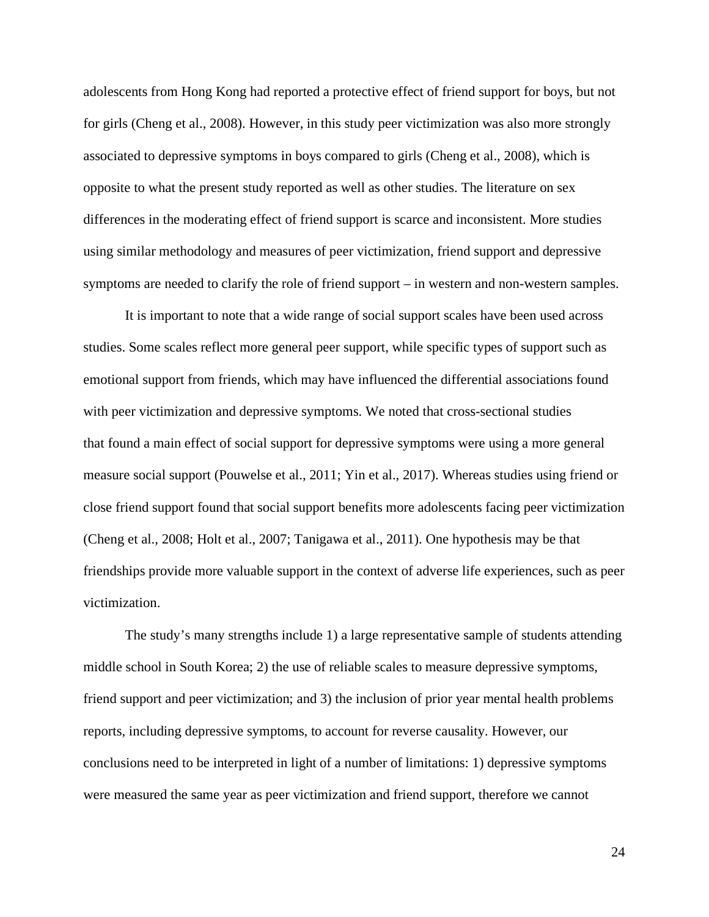adolescents from Hong Kong had reported a protective effect of friend support for boys, but not for girls (Cheng et al., 2008). However, in this study peer victimization was also more strongly associated to depressive symptoms in boys compared to girls (Cheng et al., 2008), which is opposite to what the present study reported as well as other studies. The literature on sex differences in the moderating effect of friend support is scarce and inconsistent. More studies using similar methodology and measures of peer victimization, friend support and depressive symptoms are needed to clarify the role of friend support – in western and non-western samples.

It is important to note that a wide range of social support scales have been used across studies. Some scales reflect more general peer support, while specific types of support such as emotional support from friends, which may have influenced the differential associations found with peer victimization and depressive symptoms. We noted that cross-sectional studies that found a main effect of social support for depressive symptoms were using a more general measure social support (Pouwelse et al., 2011; Yin et al., 2017). Whereas studies using friend or close friend support found that social support benefits more adolescents facing peer victimization (Cheng et al., 2008; Holt et al., 2007; Tanigawa et al., 2011). One hypothesis may be that friendships provide more valuable support in the context of adverse life experiences, such as peer victimization.

The study's many strengths include 1) a large representative sample of students attending middle school in South Korea; 2) the use of reliable scales to measure depressive symptoms, friend support and peer victimization; and 3) the inclusion of prior year mental health problems reports, including depressive symptoms, to account for reverse causality. However, our conclusions need to be interpreted in light of a number of limitations: 1) depressive symptoms were measured the same year as peer victimization and friend support, therefore we cannot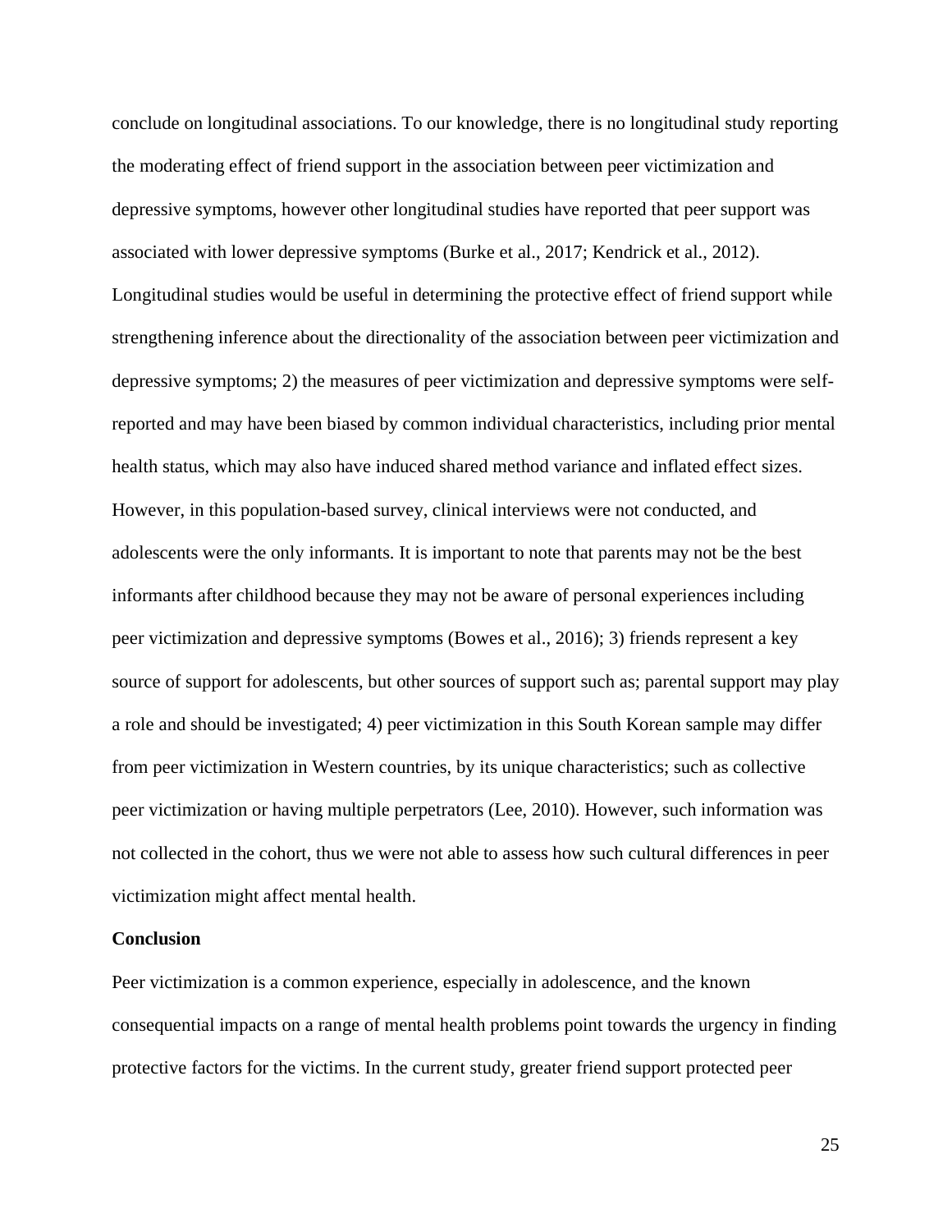conclude on longitudinal associations. To our knowledge, there is no longitudinal study reporting the moderating effect of friend support in the association between peer victimization and depressive symptoms, however other longitudinal studies have reported that peer support was associated with lower depressive symptoms (Burke et al., 2017; Kendrick et al., 2012). Longitudinal studies would be useful in determining the protective effect of friend support while strengthening inference about the directionality of the association between peer victimization and depressive symptoms; 2) the measures of peer victimization and depressive symptoms were self-reported and may have been biased by common individual characteristics, including prior mental health status, which may also have induced shared method variance and inflated effect sizes. However, in this population-based survey, clinical interviews were not conducted, and adolescents were the only informants. It is important to note that parents may not be the best informants after childhood because they may not be aware of personal experiences including peer victimization and depressive symptoms (Bowes et al., 2016); 3) friends represent a key source of support for adolescents, but other sources of support such as; parental support may play a role and should be investigated; 4) peer victimization in this South Korean sample may differ from peer victimization in Western countries, by its unique characteristics; such as collective peer victimization or having multiple perpetrators (Lee, 2010). However, such information was not collected in the cohort, thus we were not able to assess how such cultural differences in peer victimization might affect mental health.

**Conclusion**

Peer victimization is a common experience, especially in adolescence, and the known consequential impacts on a range of mental health problems point towards the urgency in finding protective factors for the victims. In the current study, greater friend support protected peer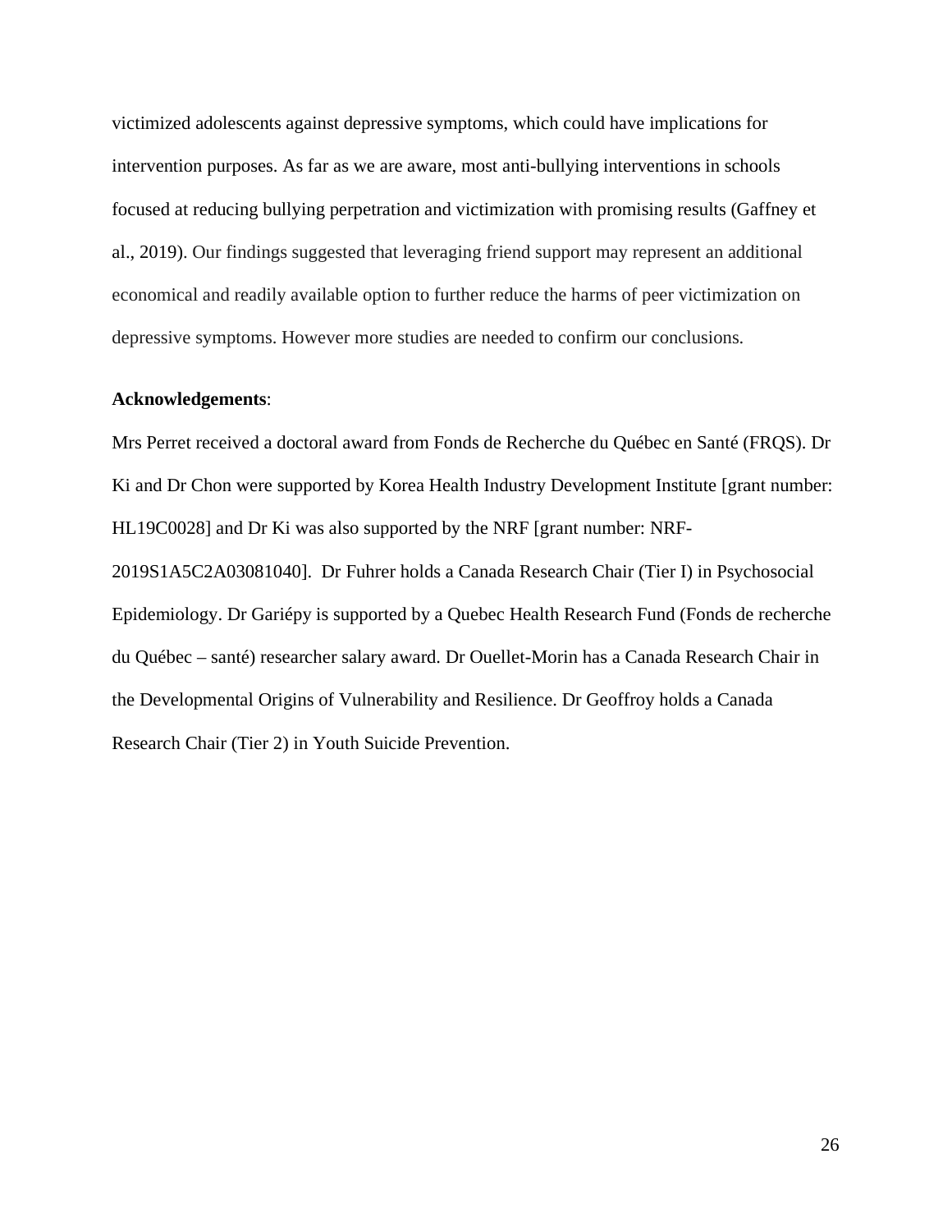victimized adolescents against depressive symptoms, which could have implications for intervention purposes. As far as we are aware, most anti-bullying interventions in schools focused at reducing bullying perpetration and victimization with promising results (Gaffney et al., 2019). Our findings suggested that leveraging friend support may represent an additional economical and readily available option to further reduce the harms of peer victimization on depressive symptoms. However more studies are needed to confirm our conclusions.

**Acknowledgements**:

Mrs Perret received a doctoral award from Fonds de Recherche du Québec en Santé (FRQS). Dr Ki and Dr Chon were supported by Korea Health Industry Development Institute [grant number: HL19C0028] and Dr Ki was also supported by the NRF [grant number: NRF-2019S1A5C2A03081040]. Dr Fuhrer holds a Canada Research Chair (Tier I) in Psychosocial Epidemiology. Dr Gariépy is supported by a Quebec Health Research Fund (Fonds de recherche du Québec – santé) researcher salary award. Dr Ouellet-Morin has a Canada Research Chair in the Developmental Origins of Vulnerability and Resilience. Dr Geoffroy holds a Canada Research Chair (Tier 2) in Youth Suicide Prevention.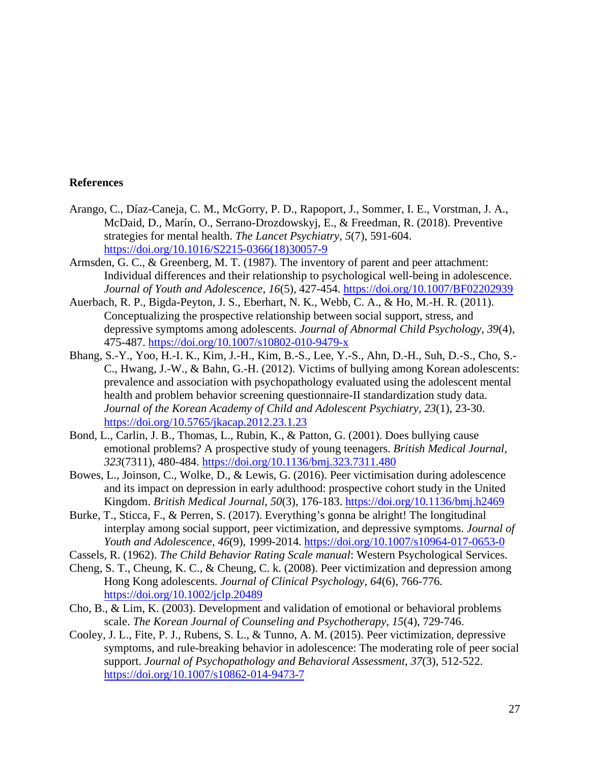**References**

Arango, C., Díaz-Caneja, C. M., McGorry, P. D., Rapoport, J., Sommer, I. E., Vorstman, J. A., McDaid, D., Marín, O., Serrano-Drozdowskyj, E., & Freedman, R. (2018). Preventive strategies for mental health. *The Lancet Psychiatry, 5*(7), 591-604. https://doi.org/10.1016/S2215-0366(18)30057-9

Armsden, G. C., & Greenberg, M. T. (1987). The inventory of parent and peer attachment: Individual differences and their relationship to psychological well-being in adolescence. *Journal of Youth and Adolescence, 16*(5), 427-454. https://doi.org/10.1007/BF02202939

Auerbach, R. P., Bigda-Peyton, J. S., Eberhart, N. K., Webb, C. A., & Ho, M.-H. R. (2011). Conceptualizing the prospective relationship between social support, stress, and depressive symptoms among adolescents. *Journal of Abnormal Child Psychology, 39*(4), 475-487. https://doi.org/10.1007/s10802-010-9479-x

Bhang, S.-Y., Yoo, H.-I. K., Kim, J.-H., Kim, B.-S., Lee, Y.-S., Ahn, D.-H., Suh, D.-S., Cho, S.-C., Hwang, J.-W., & Bahn, G.-H. (2012). Victims of bullying among Korean adolescents: prevalence and association with psychopathology evaluated using the adolescent mental health and problem behavior screening questionnaire-II standardization study data. *Journal of the Korean Academy of Child and Adolescent Psychiatry, 23*(1), 23-30. https://doi.org/10.5765/jkacap.2012.23.1.23

Bond, L., Carlin, J. B., Thomas, L., Rubin, K., & Patton, G. (2001). Does bullying cause emotional problems? A prospective study of young teenagers. *British Medical Journal, 323*(7311), 480-484. https://doi.org/10.1136/bmj.323.7311.480

Bowes, L., Joinson, C., Wolke, D., & Lewis, G. (2016). Peer victimisation during adolescence and its impact on depression in early adulthood: prospective cohort study in the United Kingdom. *British Medical Journal, 50*(3), 176-183. https://doi.org/10.1136/bmj.h2469

Burke, T., Sticca, F., & Perren, S. (2017). Everything's gonna be alright! The longitudinal interplay among social support, peer victimization, and depressive symptoms. *Journal of Youth and Adolescence, 46*(9), 1999-2014. https://doi.org/10.1007/s10964-017-0653-0

Cassels, R. (1962). *The Child Behavior Rating Scale manual*: Western Psychological Services.

Cheng, S. T., Cheung, K. C., & Cheung, C. k. (2008). Peer victimization and depression among Hong Kong adolescents. *Journal of Clinical Psychology, 64*(6), 766-776. https://doi.org/10.1002/jclp.20489

Cho, B., & Lim, K. (2003). Development and validation of emotional or behavioral problems scale. *The Korean Journal of Counseling and Psychotherapy, 15*(4), 729-746.

Cooley, J. L., Fite, P. J., Rubens, S. L., & Tunno, A. M. (2015). Peer victimization, depressive symptoms, and rule-breaking behavior in adolescence: The moderating role of peer social support. *Journal of Psychopathology and Behavioral Assessment, 37*(3), 512-522. https://doi.org/10.1007/s10862-014-9473-7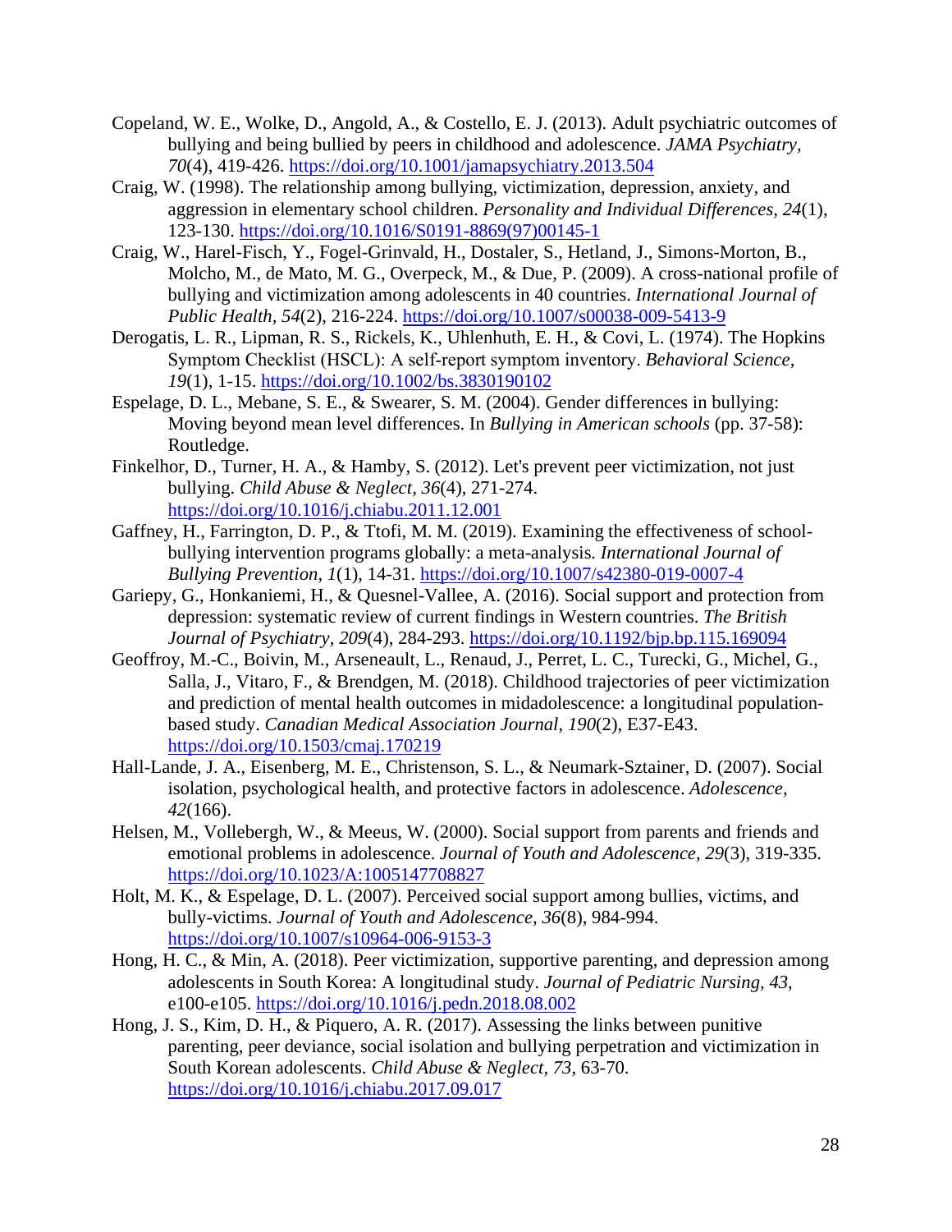Copeland, W. E., Wolke, D., Angold, A., & Costello, E. J. (2013). Adult psychiatric outcomes of bullying and being bullied by peers in childhood and adolescence. *JAMA Psychiatry, 70*(4), 419-426. https://doi.org/10.1001/jamapsychiatry.2013.504

Craig, W. (1998). The relationship among bullying, victimization, depression, anxiety, and aggression in elementary school children. *Personality and Individual Differences, 24*(1), 123-130. https://doi.org/10.1016/S0191-8869(97)00145-1

Craig, W., Harel-Fisch, Y., Fogel-Grinvald, H., Dostaler, S., Hetland, J., Simons-Morton, B., Molcho, M., de Mato, M. G., Overpeck, M., & Due, P. (2009). A cross-national profile of bullying and victimization among adolescents in 40 countries. *International Journal of Public Health, 54*(2), 216-224. https://doi.org/10.1007/s00038-009-5413-9

Derogatis, L. R., Lipman, R. S., Rickels, K., Uhlenhuth, E. H., & Covi, L. (1974). The Hopkins Symptom Checklist (HSCL): A self-report symptom inventory. *Behavioral Science, 19*(1), 1-15. https://doi.org/10.1002/bs.3830190102

Espelage, D. L., Mebane, S. E., & Swearer, S. M. (2004). Gender differences in bullying: Moving beyond mean level differences. In *Bullying in American schools* (pp. 37-58): Routledge.

Finkelhor, D., Turner, H. A., & Hamby, S. (2012). Let's prevent peer victimization, not just bullying. *Child Abuse & Neglect, 36*(4), 271-274. https://doi.org/10.1016/j.chiabu.2011.12.001

Gaffney, H., Farrington, D. P., & Ttofi, M. M. (2019). Examining the effectiveness of school-bullying intervention programs globally: a meta-analysis. *International Journal of Bullying Prevention, 1*(1), 14-31. https://doi.org/10.1007/s42380-019-0007-4

Gariepy, G., Honkaniemi, H., & Quesnel-Vallee, A. (2016). Social support and protection from depression: systematic review of current findings in Western countries. *The British Journal of Psychiatry, 209*(4), 284-293. https://doi.org/10.1192/bjp.bp.115.169094

Geoffroy, M.-C., Boivin, M., Arseneault, L., Renaud, J., Perret, L. C., Turecki, G., Michel, G., Salla, J., Vitaro, F., & Brendgen, M. (2018). Childhood trajectories of peer victimization and prediction of mental health outcomes in midadolescence: a longitudinal population-based study. *Canadian Medical Association Journal, 190*(2), E37-E43. https://doi.org/10.1503/cmaj.170219

Hall-Lande, J. A., Eisenberg, M. E., Christenson, S. L., & Neumark-Sztainer, D. (2007). Social isolation, psychological health, and protective factors in adolescence. *Adolescence, 42*(166).

Helsen, M., Vollebergh, W., & Meeus, W. (2000). Social support from parents and friends and emotional problems in adolescence. *Journal of Youth and Adolescence, 29*(3), 319-335. https://doi.org/10.1023/A:1005147708827

Holt, M. K., & Espelage, D. L. (2007). Perceived social support among bullies, victims, and bully-victims. *Journal of Youth and Adolescence, 36*(8), 984-994. https://doi.org/10.1007/s10964-006-9153-3

Hong, H. C., & Min, A. (2018). Peer victimization, supportive parenting, and depression among adolescents in South Korea: A longitudinal study. *Journal of Pediatric Nursing, 43*, e100-e105. https://doi.org/10.1016/j.pedn.2018.08.002

Hong, J. S., Kim, D. H., & Piquero, A. R. (2017). Assessing the links between punitive parenting, peer deviance, social isolation and bullying perpetration and victimization in South Korean adolescents. *Child Abuse & Neglect, 73*, 63-70. https://doi.org/10.1016/j.chiabu.2017.09.017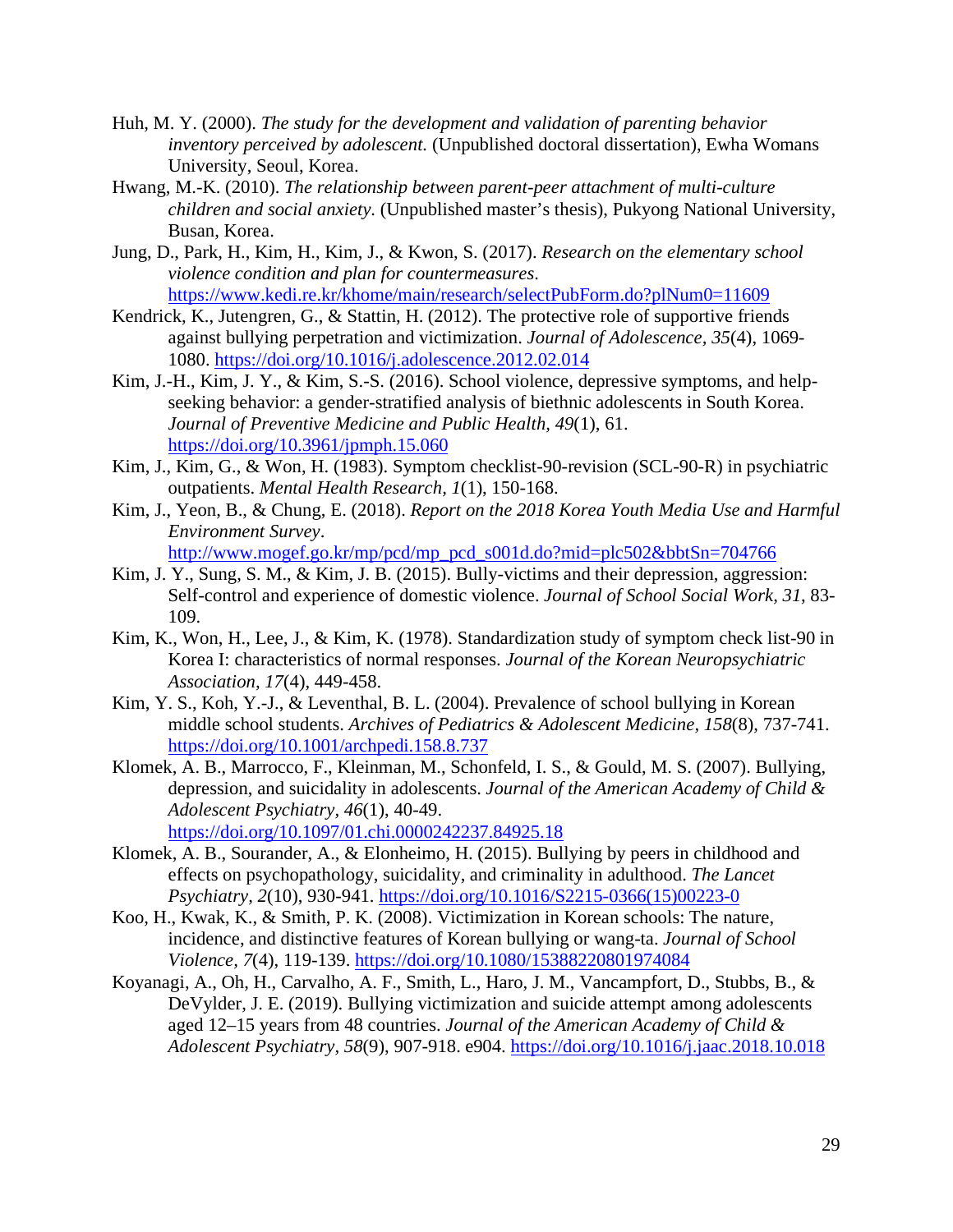Huh, M. Y. (2000). *The study for the development and validation of parenting behavior inventory perceived by adolescent.* (Unpublished doctoral dissertation), Ewha Womans University, Seoul, Korea.

Hwang, M.-K. (2010). *The relationship between parent-peer attachment of multi-culture children and social anxiety.* (Unpublished master's thesis), Pukyong National University, Busan, Korea.

Jung, D., Park, H., Kim, H., Kim, J., & Kwon, S. (2017). *Research on the elementary school violence condition and plan for countermeasures*. https://www.kedi.re.kr/khome/main/research/selectPubForm.do?plNum0=11609

Kendrick, K., Jutengren, G., & Stattin, H. (2012). The protective role of supportive friends against bullying perpetration and victimization. *Journal of Adolescence, 35*(4), 1069-1080. https://doi.org/10.1016/j.adolescence.2012.02.014

Kim, J.-H., Kim, J. Y., & Kim, S.-S. (2016). School violence, depressive symptoms, and help-seeking behavior: a gender-stratified analysis of biethnic adolescents in South Korea. *Journal of Preventive Medicine and Public Health, 49*(1), 61. https://doi.org/10.3961/jpmph.15.060

Kim, J., Kim, G., & Won, H. (1983). Symptom checklist-90-revision (SCL-90-R) in psychiatric outpatients. *Mental Health Research, 1*(1), 150-168.

Kim, J., Yeon, B., & Chung, E. (2018). *Report on the 2018 Korea Youth Media Use and Harmful Environment Survey*. http://www.mogef.go.kr/mp/pcd/mp_pcd_s001d.do?mid=plc502&bbtSn=704766

Kim, J. Y., Sung, S. M., & Kim, J. B. (2015). Bully-victims and their depression, aggression: Self-control and experience of domestic violence. *Journal of School Social Work, 31*, 83-109.

Kim, K., Won, H., Lee, J., & Kim, K. (1978). Standardization study of symptom check list-90 in Korea I: characteristics of normal responses. *Journal of the Korean Neuropsychiatric Association, 17*(4), 449-458.

Kim, Y. S., Koh, Y.-J., & Leventhal, B. L. (2004). Prevalence of school bullying in Korean middle school students. *Archives of Pediatrics & Adolescent Medicine, 158*(8), 737-741. https://doi.org/10.1001/archpedi.158.8.737

Klomek, A. B., Marrocco, F., Kleinman, M., Schonfeld, I. S., & Gould, M. S. (2007). Bullying, depression, and suicidality in adolescents. *Journal of the American Academy of Child & Adolescent Psychiatry, 46*(1), 40-49. https://doi.org/10.1097/01.chi.0000242237.84925.18

Klomek, A. B., Sourander, A., & Elonheimo, H. (2015). Bullying by peers in childhood and effects on psychopathology, suicidality, and criminality in adulthood. *The Lancet Psychiatry, 2*(10), 930-941. https://doi.org/10.1016/S2215-0366(15)00223-0

Koo, H., Kwak, K., & Smith, P. K. (2008). Victimization in Korean schools: The nature, incidence, and distinctive features of Korean bullying or wang-ta. *Journal of School Violence, 7*(4), 119-139. https://doi.org/10.1080/15388220801974084

Koyanagi, A., Oh, H., Carvalho, A. F., Smith, L., Haro, J. M., Vancampfort, D., Stubbs, B., & DeVylder, J. E. (2019). Bullying victimization and suicide attempt among adolescents aged 12–15 years from 48 countries. *Journal of the American Academy of Child & Adolescent Psychiatry, 58*(9), 907-918. e904. https://doi.org/10.1016/j.jaac.2018.10.018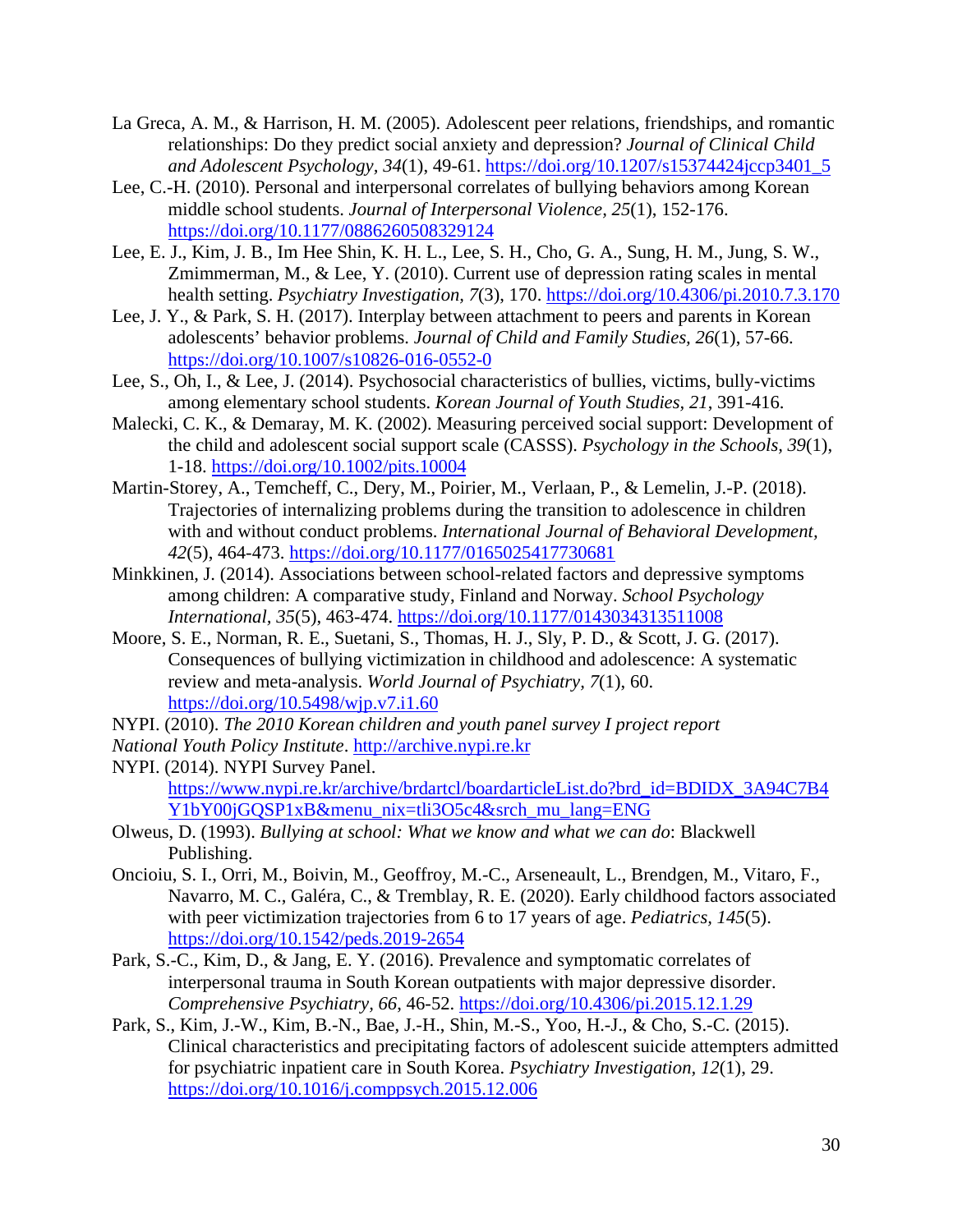La Greca, A. M., & Harrison, H. M. (2005). Adolescent peer relations, friendships, and romantic relationships: Do they predict social anxiety and depression? *Journal of Clinical Child and Adolescent Psychology, 34*(1), 49-61. https://doi.org/10.1207/s15374424jccp3401_5

Lee, C.-H. (2010). Personal and interpersonal correlates of bullying behaviors among Korean middle school students. *Journal of Interpersonal Violence, 25*(1), 152-176. https://doi.org/10.1177/0886260508329124

Lee, E. J., Kim, J. B., Im Hee Shin, K. H. L., Lee, S. H., Cho, G. A., Sung, H. M., Jung, S. W., Zmimmerman, M., & Lee, Y. (2010). Current use of depression rating scales in mental health setting. *Psychiatry Investigation, 7*(3), 170. https://doi.org/10.4306/pi.2010.7.3.170

Lee, J. Y., & Park, S. H. (2017). Interplay between attachment to peers and parents in Korean adolescents' behavior problems. *Journal of Child and Family Studies, 26*(1), 57-66. https://doi.org/10.1007/s10826-016-0552-0

Lee, S., Oh, I., & Lee, J. (2014). Psychosocial characteristics of bullies, victims, bully-victims among elementary school students. *Korean Journal of Youth Studies, 21*, 391-416.

Malecki, C. K., & Demaray, M. K. (2002). Measuring perceived social support: Development of the child and adolescent social support scale (CASSS). *Psychology in the Schools, 39*(1), 1-18. https://doi.org/10.1002/pits.10004

Martin-Storey, A., Temcheff, C., Dery, M., Poirier, M., Verlaan, P., & Lemelin, J.-P. (2018). Trajectories of internalizing problems during the transition to adolescence in children with and without conduct problems. *International Journal of Behavioral Development, 42*(5), 464-473. https://doi.org/10.1177/0165025417730681

Minkkinen, J. (2014). Associations between school-related factors and depressive symptoms among children: A comparative study, Finland and Norway. *School Psychology International, 35*(5), 463-474. https://doi.org/10.1177/0143034313511008

Moore, S. E., Norman, R. E., Suetani, S., Thomas, H. J., Sly, P. D., & Scott, J. G. (2017). Consequences of bullying victimization in childhood and adolescence: A systematic review and meta-analysis. *World Journal of Psychiatry, 7*(1), 60. https://doi.org/10.5498/wjp.v7.i1.60

NYPI. (2010). *The 2010 Korean children and youth panel survey I project report National Youth Policy Institute*. http://archive.nypi.re.kr

NYPI. (2014). NYPI Survey Panel. https://www.nypi.re.kr/archive/brdartcl/boardarticleList.do?brd_id=BDIDX_3A94C7B4Y1bY00jGQSP1xB&menu_nix=tli3O5c4&srch_mu_lang=ENG

Olweus, D. (1993). *Bullying at school: What we know and what we can do*: Blackwell Publishing.

Oncioiu, S. I., Orri, M., Boivin, M., Geoffroy, M.-C., Arseneault, L., Brendgen, M., Vitaro, F., Navarro, M. C., Galéra, C., & Tremblay, R. E. (2020). Early childhood factors associated with peer victimization trajectories from 6 to 17 years of age. *Pediatrics, 145*(5). https://doi.org/10.1542/peds.2019-2654

Park, S.-C., Kim, D., & Jang, E. Y. (2016). Prevalence and symptomatic correlates of interpersonal trauma in South Korean outpatients with major depressive disorder. *Comprehensive Psychiatry, 66*, 46-52. https://doi.org/10.4306/pi.2015.12.1.29

Park, S., Kim, J.-W., Kim, B.-N., Bae, J.-H., Shin, M.-S., Yoo, H.-J., & Cho, S.-C. (2015). Clinical characteristics and precipitating factors of adolescent suicide attempters admitted for psychiatric inpatient care in South Korea. *Psychiatry Investigation, 12*(1), 29. https://doi.org/10.1016/j.comppsych.2015.12.006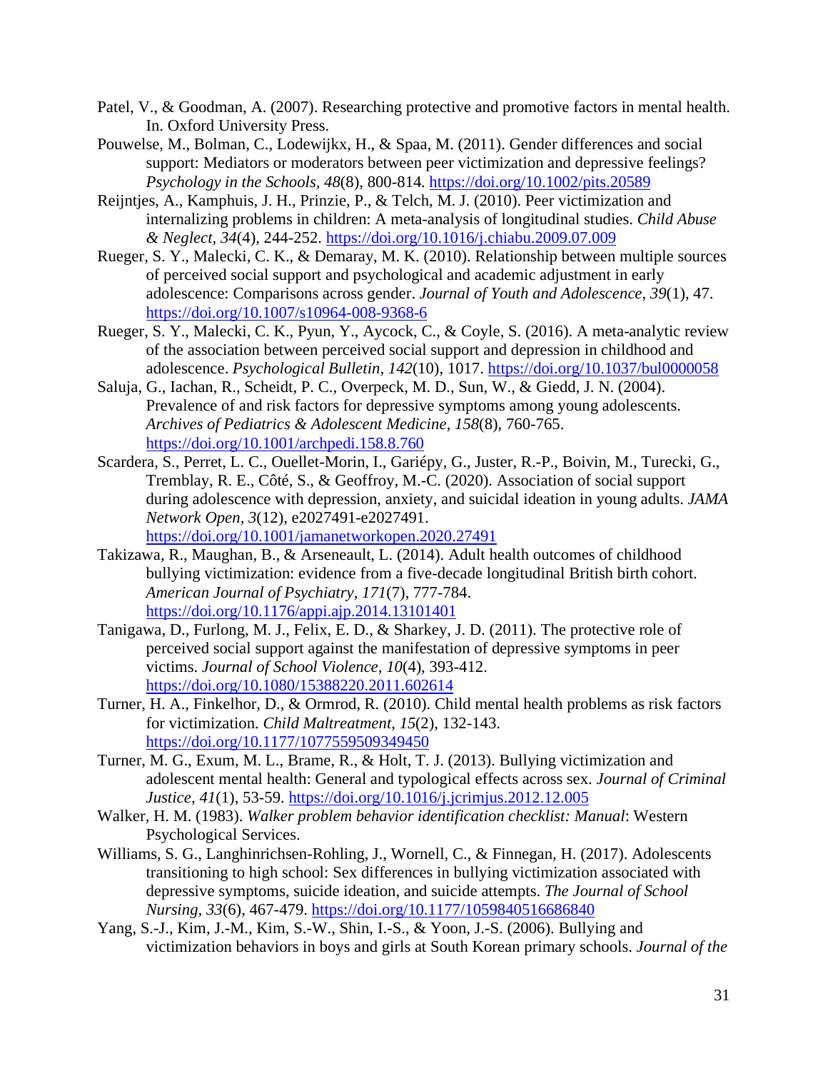Patel, V., & Goodman, A. (2007). Researching protective and promotive factors in mental health. In. Oxford University Press.

Pouwelse, M., Bolman, C., Lodewijkx, H., & Spaa, M. (2011). Gender differences and social support: Mediators or moderators between peer victimization and depressive feelings? *Psychology in the Schools*, *48*(8), 800-814. https://doi.org/10.1002/pits.20589

Reijntjes, A., Kamphuis, J. H., Prinzie, P., & Telch, M. J. (2010). Peer victimization and internalizing problems in children: A meta-analysis of longitudinal studies. *Child Abuse & Neglect, 34*(4), 244-252. https://doi.org/10.1016/j.chiabu.2009.07.009

Rueger, S. Y., Malecki, C. K., & Demaray, M. K. (2010). Relationship between multiple sources of perceived social support and psychological and academic adjustment in early adolescence: Comparisons across gender. *Journal of Youth and Adolescence*, *39*(1), 47. https://doi.org/10.1007/s10964-008-9368-6

Rueger, S. Y., Malecki, C. K., Pyun, Y., Aycock, C., & Coyle, S. (2016). A meta-analytic review of the association between perceived social support and depression in childhood and adolescence. *Psychological Bulletin, 142*(10), 1017. https://doi.org/10.1037/bul0000058

Saluja, G., Iachan, R., Scheidt, P. C., Overpeck, M. D., Sun, W., & Giedd, J. N. (2004). Prevalence of and risk factors for depressive symptoms among young adolescents. *Archives of Pediatrics & Adolescent Medicine, 158*(8), 760-765. https://doi.org/10.1001/archpedi.158.8.760

Scardera, S., Perret, L. C., Ouellet-Morin, I., Gariépy, G., Juster, R.-P., Boivin, M., Turecki, G., Tremblay, R. E., Côté, S., & Geoffroy, M.-C. (2020). Association of social support during adolescence with depression, anxiety, and suicidal ideation in young adults. *JAMA Network Open*, *3*(12), e2027491-e2027491. https://doi.org/10.1001/jamanetworkopen.2020.27491

Takizawa, R., Maughan, B., & Arseneault, L. (2014). Adult health outcomes of childhood bullying victimization: evidence from a five-decade longitudinal British birth cohort. *American Journal of Psychiatry*, *171*(7), 777-784. https://doi.org/10.1176/appi.ajp.2014.13101401

Tanigawa, D., Furlong, M. J., Felix, E. D., & Sharkey, J. D. (2011). The protective role of perceived social support against the manifestation of depressive symptoms in peer victims. *Journal of School Violence, 10*(4), 393-412. https://doi.org/10.1080/15388220.2011.602614

Turner, H. A., Finkelhor, D., & Ormrod, R. (2010). Child mental health problems as risk factors for victimization. *Child Maltreatment, 15*(2), 132-143. https://doi.org/10.1177/1077559509349450

Turner, M. G., Exum, M. L., Brame, R., & Holt, T. J. (2013). Bullying victimization and adolescent mental health: General and typological effects across sex. *Journal of Criminal Justice, 41*(1), 53-59. https://doi.org/10.1016/j.jcrimjus.2012.12.005

Walker, H. M. (1983). *Walker problem behavior identification checklist: Manual*: Western Psychological Services.

Williams, S. G., Langhinrichsen-Rohling, J., Wornell, C., & Finnegan, H. (2017). Adolescents transitioning to high school: Sex differences in bullying victimization associated with depressive symptoms, suicide ideation, and suicide attempts. *The Journal of School Nursing, 33*(6), 467-479. https://doi.org/10.1177/1059840516686840

Yang, S.-J., Kim, J.-M., Kim, S.-W., Shin, I.-S., & Yoon, J.-S. (2006). Bullying and victimization behaviors in boys and girls at South Korean primary schools. *Journal of the*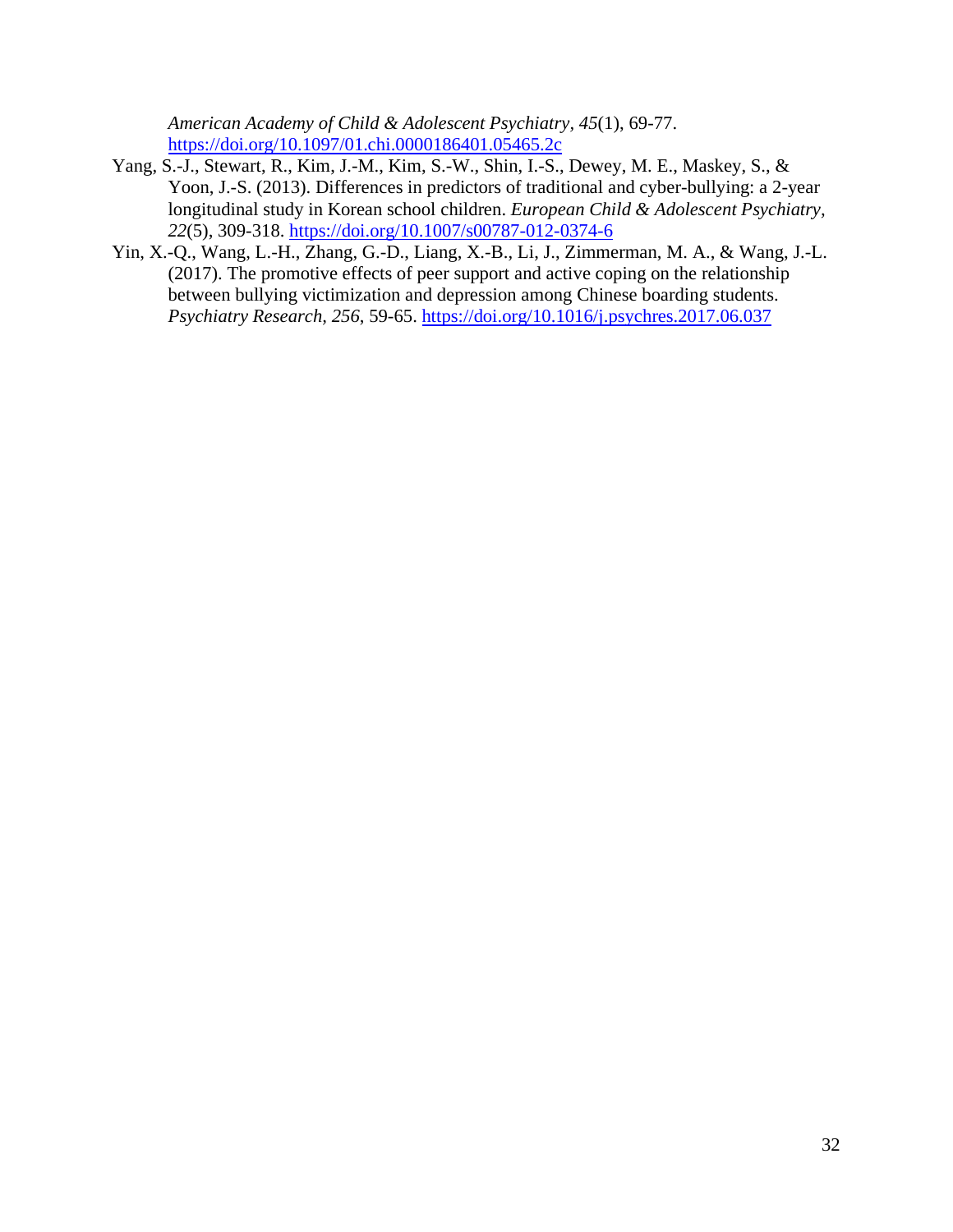*American Academy of Child & Adolescent Psychiatry*, *45*(1), 69-77. https://doi.org/10.1097/01.chi.0000186401.05465.2c

Yang, S.-J., Stewart, R., Kim, J.-M., Kim, S.-W., Shin, I.-S., Dewey, M. E., Maskey, S., & Yoon, J.-S. (2013). Differences in predictors of traditional and cyber-bullying: a 2-year longitudinal study in Korean school children. *European Child & Adolescent Psychiatry*, *22*(5), 309-318. https://doi.org/10.1007/s00787-012-0374-6

Yin, X.-Q., Wang, L.-H., Zhang, G.-D., Liang, X.-B., Li, J., Zimmerman, M. A., & Wang, J.-L. (2017). The promotive effects of peer support and active coping on the relationship between bullying victimization and depression among Chinese boarding students. *Psychiatry Research*, *256*, 59-65. https://doi.org/10.1016/j.psychres.2017.06.037